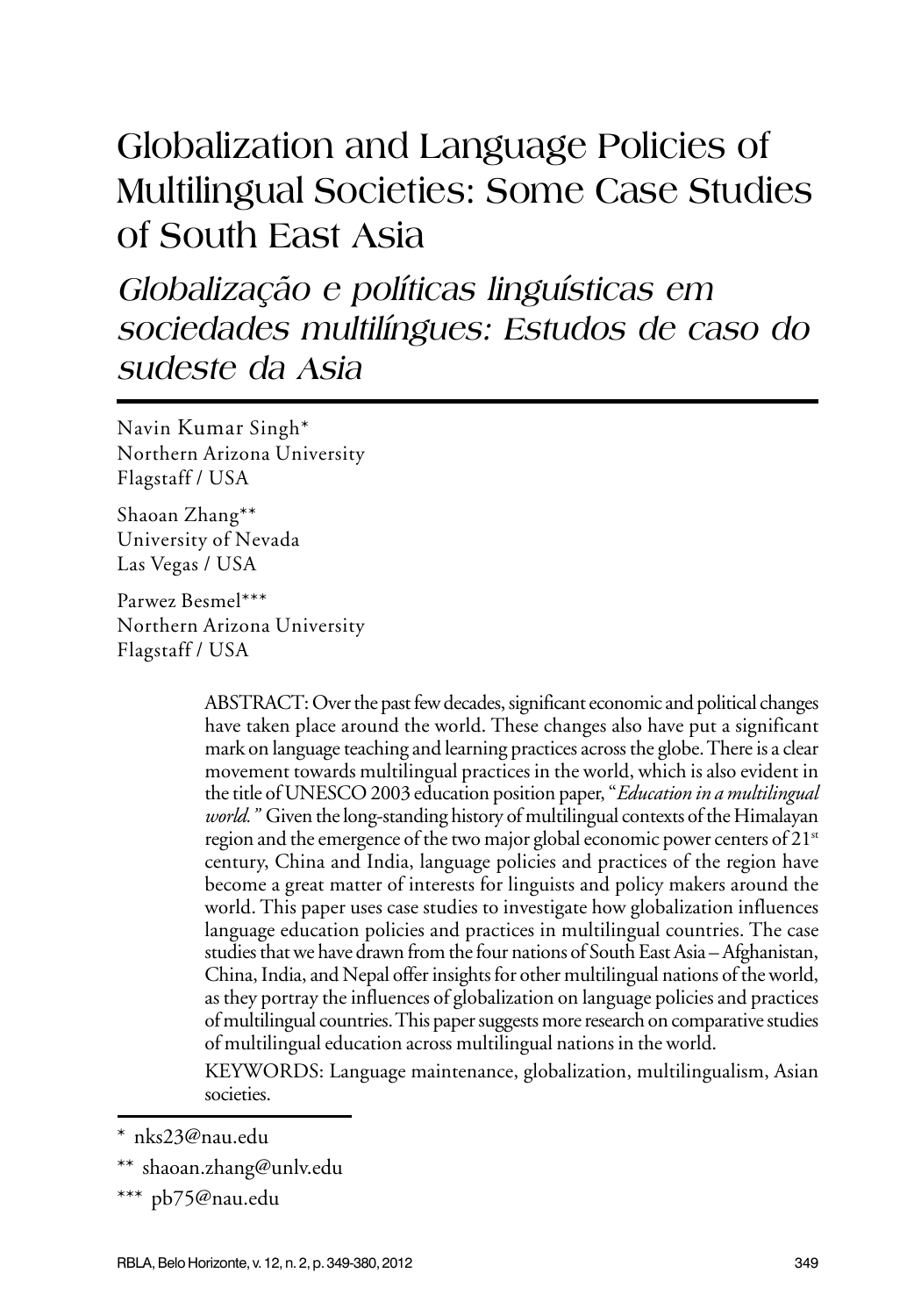# Globalization and Language Policies of Multilingual Societies: Some Case Studies of South East Asia

## *Globalização e políticas linguísticas em sociedades multilíngues: Estudos de caso do sudeste da Asia*

Navin Kumar Singh*
Northern Arizona University
Flagstaff / USA

Shaoan Zhang**
University of Nevada
Las Vegas / USA

Parwez Besmel***
Northern Arizona University
Flagstaff / USA

ABSTRACT: Over the past few decades, significant economic and political changes have taken place around the world. These changes also have put a significant mark on language teaching and learning practices across the globe. There is a clear movement towards multilingual practices in the world, which is also evident in the title of UNESCO 2003 education position paper, "*Education in a multilingual world.*" Given the long-standing history of multilingual contexts of the Himalayan region and the emergence of the two major global economic power centers of 21st century, China and India, language policies and practices of the region have become a great matter of interests for linguists and policy makers around the world. This paper uses case studies to investigate how globalization influences language education policies and practices in multilingual countries. The case studies that we have drawn from the four nations of South East Asia – Afghanistan, China, India, and Nepal offer insights for other multilingual nations of the world, as they portray the influences of globalization on language policies and practices of multilingual countries. This paper suggests more research on comparative studies of multilingual education across multilingual nations in the world.

KEYWORDS: Language maintenance, globalization, multilingualism, Asian societies.

---

* nks23@nau.edu

** shaoan.zhang@unlv.edu

*** pb75@nau.edu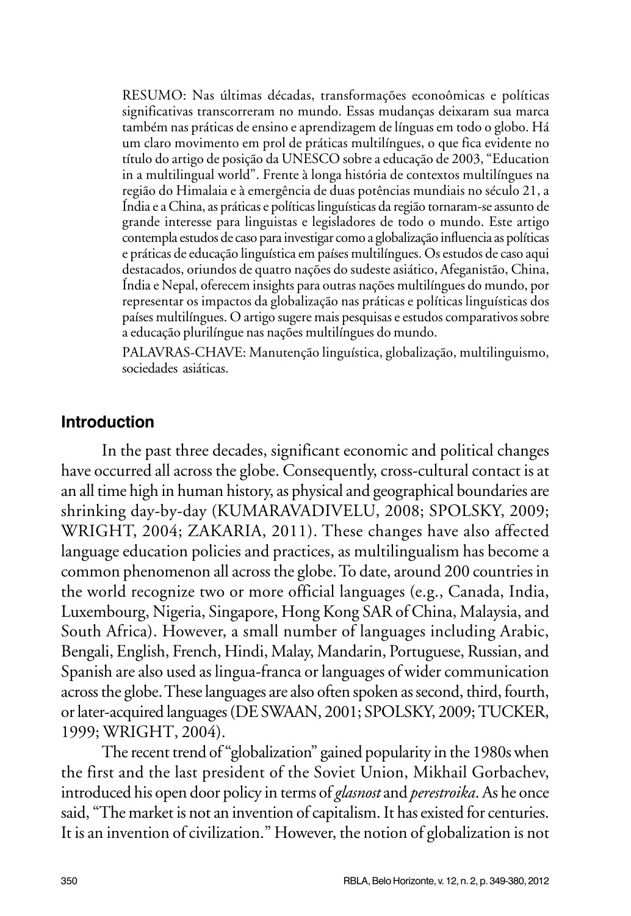RESUMO: Nas últimas décadas, transformações econoômicas e políticas significativas transcorreram no mundo. Essas mudanças deixaram sua marca também nas práticas de ensino e aprendizagem de línguas em todo o globo. Há um claro movimento em prol de práticas multilíngues, o que fica evidente no título do artigo de posição da UNESCO sobre a educação de 2003, "Education in a multilingual world". Frente à longa história de contextos multilíngues na região do Himalaia e à emergência de duas potências mundiais no século 21, a Índia e a China, as práticas e políticas linguísticas da região tornaram-se assunto de grande interesse para linguistas e legisladores de todo o mundo. Este artigo contempla estudos de caso para investigar como a globalização influencia as políticas e práticas de educação linguística em países multilíngues. Os estudos de caso aqui destacados, oriundos de quatro nações do sudeste asiático, Afeganistão, China, Índia e Nepal, oferecem insights para outras nações multilíngues do mundo, por representar os impactos da globalização nas práticas e políticas linguísticas dos países multilíngues. O artigo sugere mais pesquisas e estudos comparativos sobre a educação plurilíngue nas nações multilíngues do mundo.

PALAVRAS-CHAVE: Manutenção linguística, globalização, multilinguismo, sociedades asiáticas.

## Introduction

In the past three decades, significant economic and political changes have occurred all across the globe. Consequently, cross-cultural contact is at an all time high in human history, as physical and geographical boundaries are shrinking day-by-day (KUMARAVADIVELU, 2008; SPOLSKY, 2009; WRIGHT, 2004; ZAKARIA, 2011). These changes have also affected language education policies and practices, as multilingualism has become a common phenomenon all across the globe. To date, around 200 countries in the world recognize two or more official languages (e.g., Canada, India, Luxembourg, Nigeria, Singapore, Hong Kong SAR of China, Malaysia, and South Africa). However, a small number of languages including Arabic, Bengali, English, French, Hindi, Malay, Mandarin, Portuguese, Russian, and Spanish are also used as lingua-franca or languages of wider communication across the globe. These languages are also often spoken as second, third, fourth, or later-acquired languages (DE SWAAN, 2001; SPOLSKY, 2009; TUCKER, 1999; WRIGHT, 2004).

The recent trend of "globalization" gained popularity in the 1980s when the first and the last president of the Soviet Union, Mikhail Gorbachev, introduced his open door policy in terms of *glasnost* and *perestroika*. As he once said, "The market is not an invention of capitalism. It has existed for centuries. It is an invention of civilization." However, the notion of globalization is not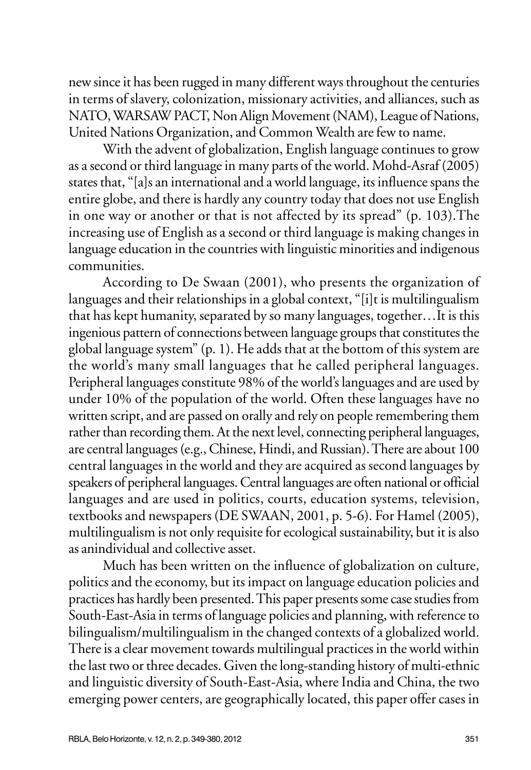new since it has been rugged in many different ways throughout the centuries in terms of slavery, colonization, missionary activities, and alliances, such as NATO, WARSAW PACT, Non Align Movement (NAM), League of Nations, United Nations Organization, and Common Wealth are few to name.

With the advent of globalization, English language continues to grow as a second or third language in many parts of the world. Mohd-Asraf (2005) states that, "[a]s an international and a world language, its influence spans the entire globe, and there is hardly any country today that does not use English in one way or another or that is not affected by its spread" (p. 103).The increasing use of English as a second or third language is making changes in language education in the countries with linguistic minorities and indigenous communities.

According to De Swaan (2001), who presents the organization of languages and their relationships in a global context, "[i]t is multilingualism that has kept humanity, separated by so many languages, together…It is this ingenious pattern of connections between language groups that constitutes the global language system" (p. 1). He adds that at the bottom of this system are the world's many small languages that he called peripheral languages. Peripheral languages constitute 98% of the world's languages and are used by under 10% of the population of the world. Often these languages have no written script, and are passed on orally and rely on people remembering them rather than recording them. At the next level, connecting peripheral languages, are central languages (e.g., Chinese, Hindi, and Russian). There are about 100 central languages in the world and they are acquired as second languages by speakers of peripheral languages. Central languages are often national or official languages and are used in politics, courts, education systems, television, textbooks and newspapers (DE SWAAN, 2001, p. 5-6). For Hamel (2005), multilingualism is not only requisite for ecological sustainability, but it is also as anindividual and collective asset.

Much has been written on the influence of globalization on culture, politics and the economy, but its impact on language education policies and practices has hardly been presented. This paper presents some case studies from South-East-Asia in terms of language policies and planning, with reference to bilingualism/multilingualism in the changed contexts of a globalized world. There is a clear movement towards multilingual practices in the world within the last two or three decades. Given the long-standing history of multi-ethnic and linguistic diversity of South-East-Asia, where India and China, the two emerging power centers, are geographically located, this paper offer cases in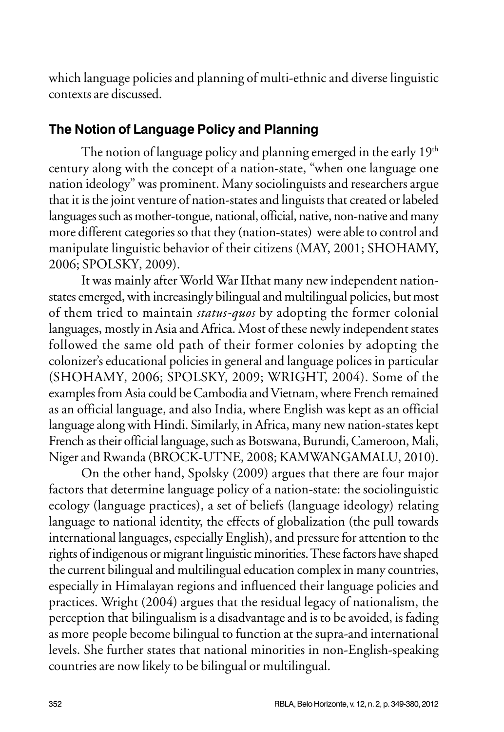which language policies and planning of multi-ethnic and diverse linguistic contexts are discussed.

## The Notion of Language Policy and Planning

The notion of language policy and planning emerged in the early 19th century along with the concept of a nation-state, "when one language one nation ideology" was prominent. Many sociolinguists and researchers argue that it is the joint venture of nation-states and linguists that created or labeled languages such as mother-tongue, national, official, native, non-native and many more different categories so that they (nation-states) were able to control and manipulate linguistic behavior of their citizens (MAY, 2001; SHOHAMY, 2006; SPOLSKY, 2009).

It was mainly after World War IIthat many new independent nation-states emerged, with increasingly bilingual and multilingual policies, but most of them tried to maintain *status-quos* by adopting the former colonial languages, mostly in Asia and Africa. Most of these newly independent states followed the same old path of their former colonies by adopting the colonizer's educational policies in general and language polices in particular (SHOHAMY, 2006; SPOLSKY, 2009; WRIGHT, 2004). Some of the examples from Asia could be Cambodia and Vietnam, where French remained as an official language, and also India, where English was kept as an official language along with Hindi. Similarly, in Africa, many new nation-states kept French as their official language, such as Botswana, Burundi, Cameroon, Mali, Niger and Rwanda (BROCK-UTNE, 2008; KAMWANGAMALU, 2010).

On the other hand, Spolsky (2009) argues that there are four major factors that determine language policy of a nation-state: the sociolinguistic ecology (language practices), a set of beliefs (language ideology) relating language to national identity, the effects of globalization (the pull towards international languages, especially English), and pressure for attention to the rights of indigenous or migrant linguistic minorities. These factors have shaped the current bilingual and multilingual education complex in many countries, especially in Himalayan regions and influenced their language policies and practices. Wright (2004) argues that the residual legacy of nationalism, the perception that bilingualism is a disadvantage and is to be avoided, is fading as more people become bilingual to function at the supra-and international levels. She further states that national minorities in non-English-speaking countries are now likely to be bilingual or multilingual.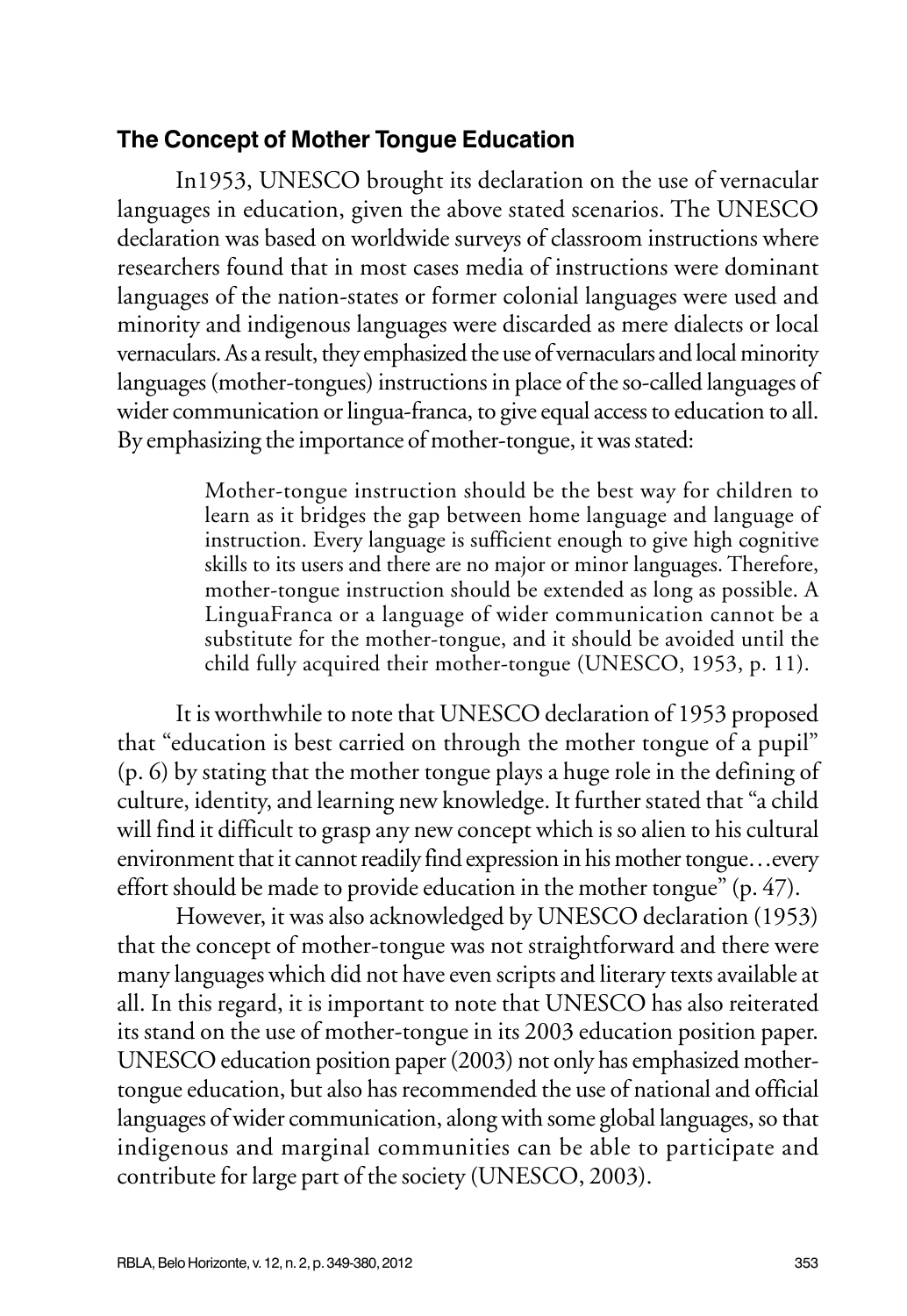### The Concept of Mother Tongue Education

In1953, UNESCO brought its declaration on the use of vernacular languages in education, given the above stated scenarios. The UNESCO declaration was based on worldwide surveys of classroom instructions where researchers found that in most cases media of instructions were dominant languages of the nation-states or former colonial languages were used and minority and indigenous languages were discarded as mere dialects or local vernaculars. As a result, they emphasized the use of vernaculars and local minority languages (mother-tongues) instructions in place of the so-called languages of wider communication or lingua-franca, to give equal access to education to all. By emphasizing the importance of mother-tongue, it was stated:

> Mother-tongue instruction should be the best way for children to learn as it bridges the gap between home language and language of instruction. Every language is sufficient enough to give high cognitive skills to its users and there are no major or minor languages. Therefore, mother-tongue instruction should be extended as long as possible. A LinguaFranca or a language of wider communication cannot be a substitute for the mother-tongue, and it should be avoided until the child fully acquired their mother-tongue (UNESCO, 1953, p. 11).

It is worthwhile to note that UNESCO declaration of 1953 proposed that "education is best carried on through the mother tongue of a pupil" (p. 6) by stating that the mother tongue plays a huge role in the defining of culture, identity, and learning new knowledge. It further stated that "a child will find it difficult to grasp any new concept which is so alien to his cultural environment that it cannot readily find expression in his mother tongue…every effort should be made to provide education in the mother tongue" (p. 47).

However, it was also acknowledged by UNESCO declaration (1953) that the concept of mother-tongue was not straightforward and there were many languages which did not have even scripts and literary texts available at all. In this regard, it is important to note that UNESCO has also reiterated its stand on the use of mother-tongue in its 2003 education position paper. UNESCO education position paper (2003) not only has emphasized mother-tongue education, but also has recommended the use of national and official languages of wider communication, along with some global languages, so that indigenous and marginal communities can be able to participate and contribute for large part of the society (UNESCO, 2003).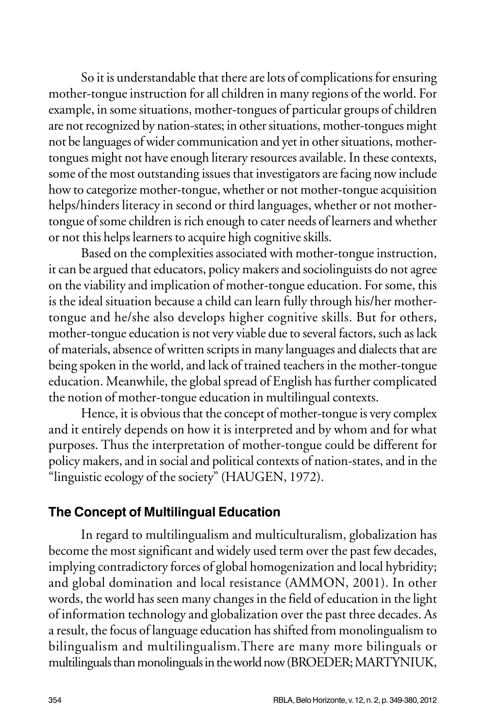So it is understandable that there are lots of complications for ensuring mother-tongue instruction for all children in many regions of the world. For example, in some situations, mother-tongues of particular groups of children are not recognized by nation-states; in other situations, mother-tongues might not be languages of wider communication and yet in other situations, mother-tongues might not have enough literary resources available. In these contexts, some of the most outstanding issues that investigators are facing now include how to categorize mother-tongue, whether or not mother-tongue acquisition helps/hinders literacy in second or third languages, whether or not mother-tongue of some children is rich enough to cater needs of learners and whether or not this helps learners to acquire high cognitive skills.

Based on the complexities associated with mother-tongue instruction, it can be argued that educators, policy makers and sociolinguists do not agree on the viability and implication of mother-tongue education. For some, this is the ideal situation because a child can learn fully through his/her mother-tongue and he/she also develops higher cognitive skills. But for others, mother-tongue education is not very viable due to several factors, such as lack of materials, absence of written scripts in many languages and dialects that are being spoken in the world, and lack of trained teachers in the mother-tongue education. Meanwhile, the global spread of English has further complicated the notion of mother-tongue education in multilingual contexts.

Hence, it is obvious that the concept of mother-tongue is very complex and it entirely depends on how it is interpreted and by whom and for what purposes. Thus the interpretation of mother-tongue could be different for policy makers, and in social and political contexts of nation-states, and in the "linguistic ecology of the society" (HAUGEN, 1972).

## The Concept of Multilingual Education

In regard to multilingualism and multiculturalism, globalization has become the most significant and widely used term over the past few decades, implying contradictory forces of global homogenization and local hybridity; and global domination and local resistance (AMMON, 2001). In other words, the world has seen many changes in the field of education in the light of information technology and globalization over the past three decades. As a result, the focus of language education has shifted from monolingualism to bilingualism and multilingualism. There are many more bilinguals or multilinguals than monolinguals in the world now (BROEDER; MARTYNIUK,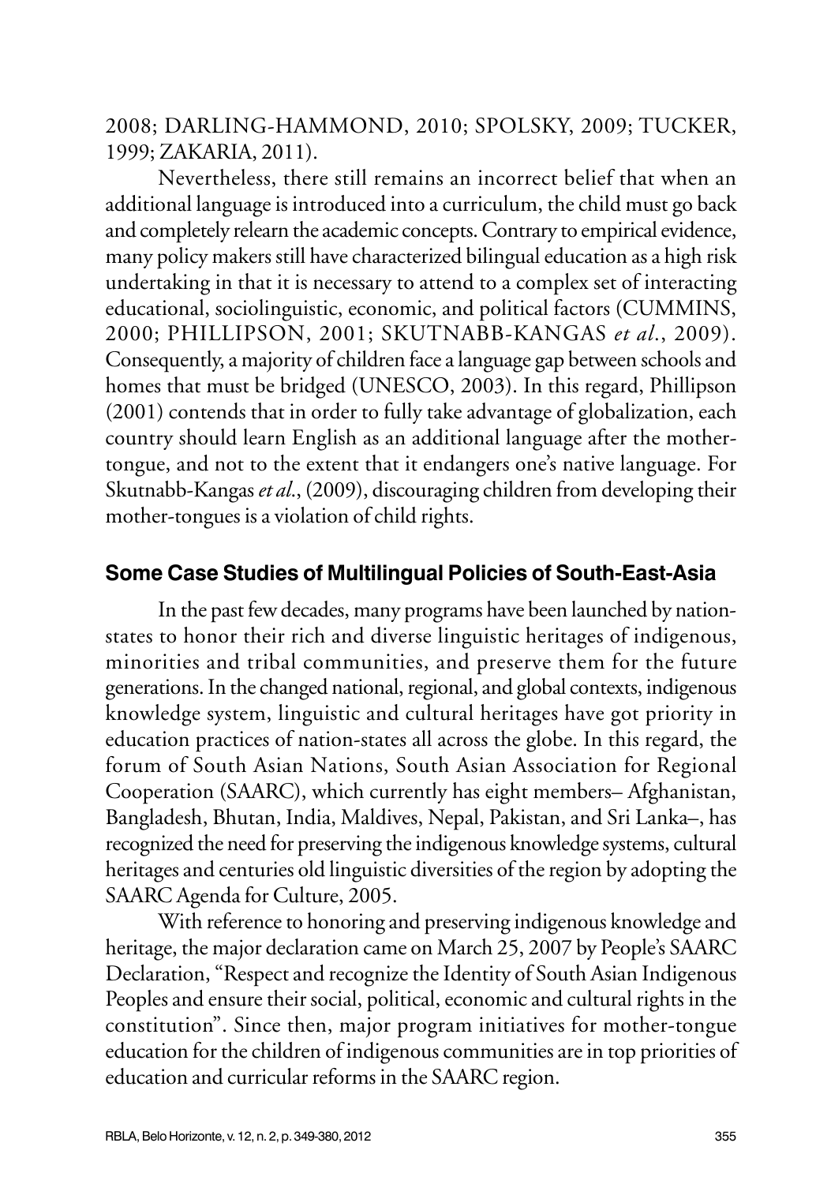2008; DARLING-HAMMOND, 2010; SPOLSKY, 2009; TUCKER, 1999; ZAKARIA, 2011).

Nevertheless, there still remains an incorrect belief that when an additional language is introduced into a curriculum, the child must go back and completely relearn the academic concepts. Contrary to empirical evidence, many policy makers still have characterized bilingual education as a high risk undertaking in that it is necessary to attend to a complex set of interacting educational, sociolinguistic, economic, and political factors (CUMMINS, 2000; PHILLIPSON, 2001; SKUTNABB-KANGAS *et al.*, 2009). Consequently, a majority of children face a language gap between schools and homes that must be bridged (UNESCO, 2003). In this regard, Phillipson (2001) contends that in order to fully take advantage of globalization, each country should learn English as an additional language after the mother-tongue, and not to the extent that it endangers one's native language. For Skutnabb-Kangas *et al.*, (2009), discouraging children from developing their mother-tongues is a violation of child rights.

## Some Case Studies of Multilingual Policies of South-East-Asia

In the past few decades, many programs have been launched by nation-states to honor their rich and diverse linguistic heritages of indigenous, minorities and tribal communities, and preserve them for the future generations. In the changed national, regional, and global contexts, indigenous knowledge system, linguistic and cultural heritages have got priority in education practices of nation-states all across the globe. In this regard, the forum of South Asian Nations, South Asian Association for Regional Cooperation (SAARC), which currently has eight members– Afghanistan, Bangladesh, Bhutan, India, Maldives, Nepal, Pakistan, and Sri Lanka–, has recognized the need for preserving the indigenous knowledge systems, cultural heritages and centuries old linguistic diversities of the region by adopting the SAARC Agenda for Culture, 2005.

With reference to honoring and preserving indigenous knowledge and heritage, the major declaration came on March 25, 2007 by People's SAARC Declaration, "Respect and recognize the Identity of South Asian Indigenous Peoples and ensure their social, political, economic and cultural rights in the constitution". Since then, major program initiatives for mother-tongue education for the children of indigenous communities are in top priorities of education and curricular reforms in the SAARC region.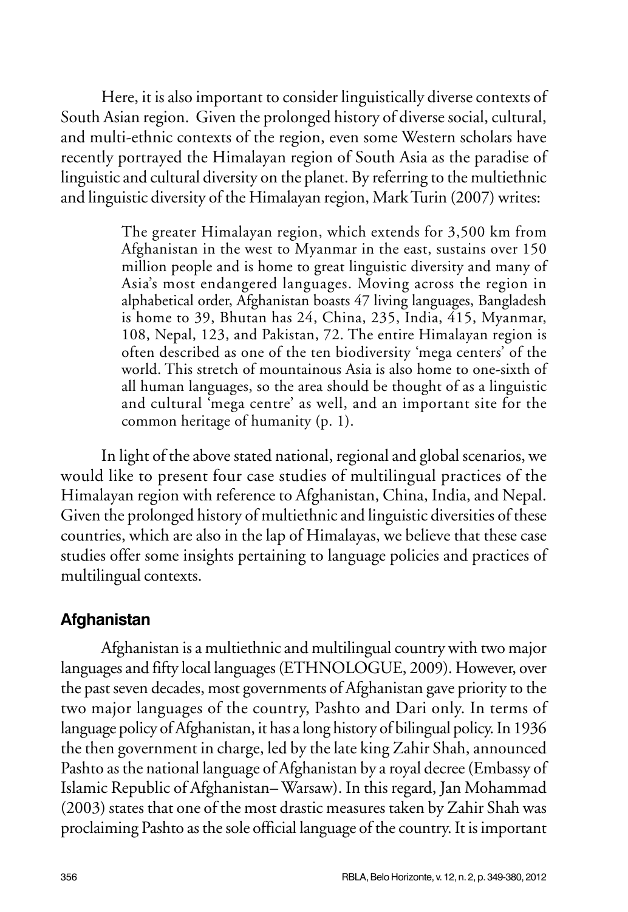Here, it is also important to consider linguistically diverse contexts of South Asian region. Given the prolonged history of diverse social, cultural, and multi-ethnic contexts of the region, even some Western scholars have recently portrayed the Himalayan region of South Asia as the paradise of linguistic and cultural diversity on the planet. By referring to the multiethnic and linguistic diversity of the Himalayan region, Mark Turin (2007) writes:

> The greater Himalayan region, which extends for 3,500 km from Afghanistan in the west to Myanmar in the east, sustains over 150 million people and is home to great linguistic diversity and many of Asia's most endangered languages. Moving across the region in alphabetical order, Afghanistan boasts 47 living languages, Bangladesh is home to 39, Bhutan has 24, China, 235, India, 415, Myanmar, 108, Nepal, 123, and Pakistan, 72. The entire Himalayan region is often described as one of the ten biodiversity 'mega centers' of the world. This stretch of mountainous Asia is also home to one-sixth of all human languages, so the area should be thought of as a linguistic and cultural 'mega centre' as well, and an important site for the common heritage of humanity (p. 1).

In light of the above stated national, regional and global scenarios, we would like to present four case studies of multilingual practices of the Himalayan region with reference to Afghanistan, China, India, and Nepal. Given the prolonged history of multiethnic and linguistic diversities of these countries, which are also in the lap of Himalayas, we believe that these case studies offer some insights pertaining to language policies and practices of multilingual contexts.

## Afghanistan

Afghanistan is a multiethnic and multilingual country with two major languages and fifty local languages (ETHNOLOGUE, 2009). However, over the past seven decades, most governments of Afghanistan gave priority to the two major languages of the country, Pashto and Dari only. In terms of language policy of Afghanistan, it has a long history of bilingual policy. In 1936 the then government in charge, led by the late king Zahir Shah, announced Pashto as the national language of Afghanistan by a royal decree (Embassy of Islamic Republic of Afghanistan– Warsaw). In this regard, Jan Mohammad (2003) states that one of the most drastic measures taken by Zahir Shah was proclaiming Pashto as the sole official language of the country. It is important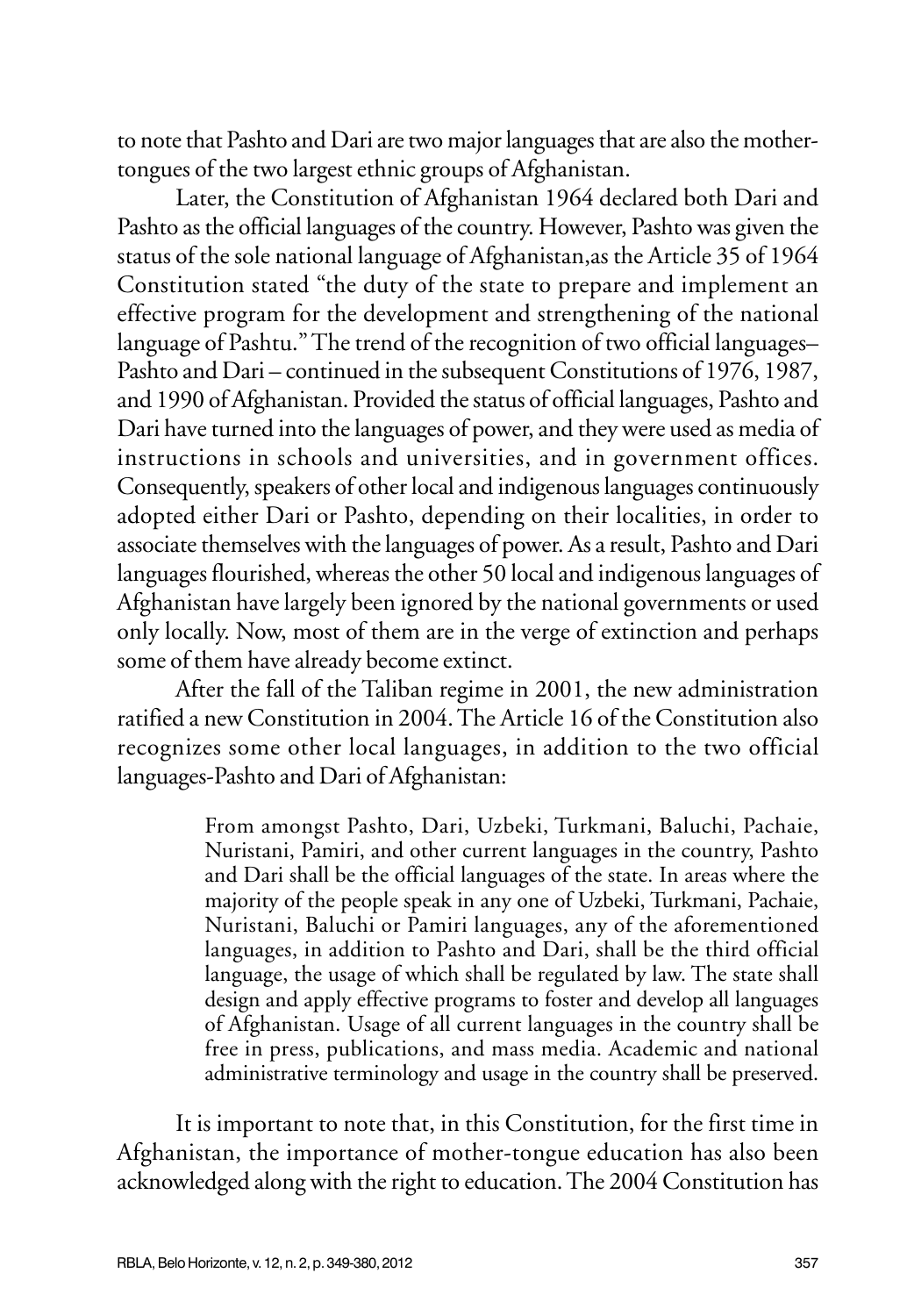to note that Pashto and Dari are two major languages that are also the mother-tongues of the two largest ethnic groups of Afghanistan.

Later, the Constitution of Afghanistan 1964 declared both Dari and Pashto as the official languages of the country. However, Pashto was given the status of the sole national language of Afghanistan,as the Article 35 of 1964 Constitution stated "the duty of the state to prepare and implement an effective program for the development and strengthening of the national language of Pashtu." The trend of the recognition of two official languages– Pashto and Dari – continued in the subsequent Constitutions of 1976, 1987, and 1990 of Afghanistan. Provided the status of official languages, Pashto and Dari have turned into the languages of power, and they were used as media of instructions in schools and universities, and in government offices. Consequently, speakers of other local and indigenous languages continuously adopted either Dari or Pashto, depending on their localities, in order to associate themselves with the languages of power. As a result, Pashto and Dari languages flourished, whereas the other 50 local and indigenous languages of Afghanistan have largely been ignored by the national governments or used only locally. Now, most of them are in the verge of extinction and perhaps some of them have already become extinct.

After the fall of the Taliban regime in 2001, the new administration ratified a new Constitution in 2004. The Article 16 of the Constitution also recognizes some other local languages, in addition to the two official languages-Pashto and Dari of Afghanistan:

> From amongst Pashto, Dari, Uzbeki, Turkmani, Baluchi, Pachaie, Nuristani, Pamiri, and other current languages in the country, Pashto and Dari shall be the official languages of the state. In areas where the majority of the people speak in any one of Uzbeki, Turkmani, Pachaie, Nuristani, Baluchi or Pamiri languages, any of the aforementioned languages, in addition to Pashto and Dari, shall be the third official language, the usage of which shall be regulated by law. The state shall design and apply effective programs to foster and develop all languages of Afghanistan. Usage of all current languages in the country shall be free in press, publications, and mass media. Academic and national administrative terminology and usage in the country shall be preserved.

It is important to note that, in this Constitution, for the first time in Afghanistan, the importance of mother-tongue education has also been acknowledged along with the right to education. The 2004 Constitution has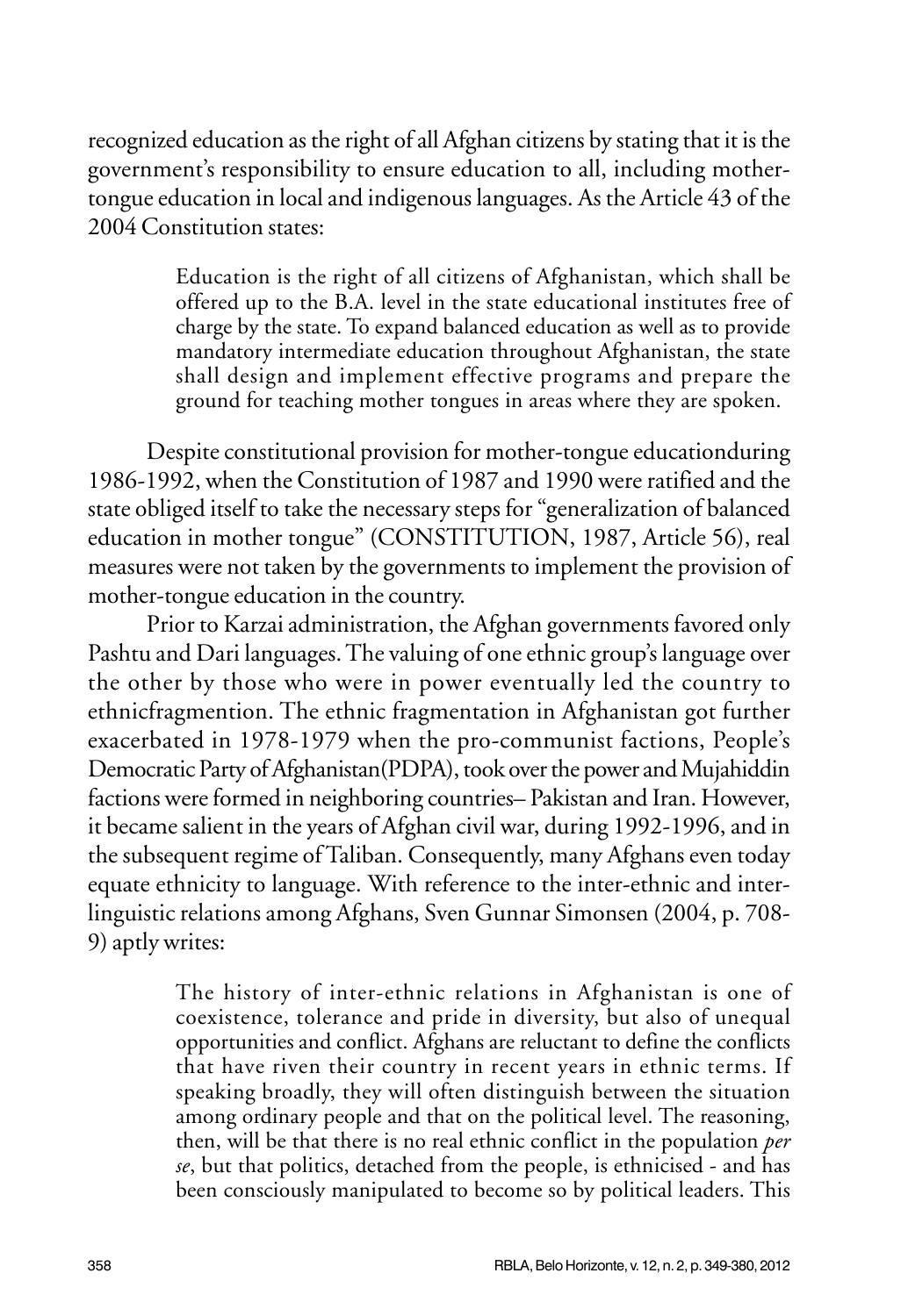recognized education as the right of all Afghan citizens by stating that it is the government's responsibility to ensure education to all, including mother-tongue education in local and indigenous languages. As the Article 43 of the 2004 Constitution states:

> Education is the right of all citizens of Afghanistan, which shall be offered up to the B.A. level in the state educational institutes free of charge by the state. To expand balanced education as well as to provide mandatory intermediate education throughout Afghanistan, the state shall design and implement effective programs and prepare the ground for teaching mother tongues in areas where they are spoken.

Despite constitutional provision for mother-tongue educationduring 1986-1992, when the Constitution of 1987 and 1990 were ratified and the state obliged itself to take the necessary steps for "generalization of balanced education in mother tongue" (CONSTITUTION, 1987, Article 56), real measures were not taken by the governments to implement the provision of mother-tongue education in the country.

Prior to Karzai administration, the Afghan governments favored only Pashtu and Dari languages. The valuing of one ethnic group's language over the other by those who were in power eventually led the country to ethnicfragmention. The ethnic fragmentation in Afghanistan got further exacerbated in 1978-1979 when the pro-communist factions, People's Democratic Party of Afghanistan(PDPA), took over the power and Mujahiddin factions were formed in neighboring countries– Pakistan and Iran. However, it became salient in the years of Afghan civil war, during 1992-1996, and in the subsequent regime of Taliban. Consequently, many Afghans even today equate ethnicity to language. With reference to the inter-ethnic and inter-linguistic relations among Afghans, Sven Gunnar Simonsen (2004, p. 708-9) aptly writes:

> The history of inter-ethnic relations in Afghanistan is one of coexistence, tolerance and pride in diversity, but also of unequal opportunities and conflict. Afghans are reluctant to define the conflicts that have riven their country in recent years in ethnic terms. If speaking broadly, they will often distinguish between the situation among ordinary people and that on the political level. The reasoning, then, will be that there is no real ethnic conflict in the population *per se*, but that politics, detached from the people, is ethnicised - and has been consciously manipulated to become so by political leaders. This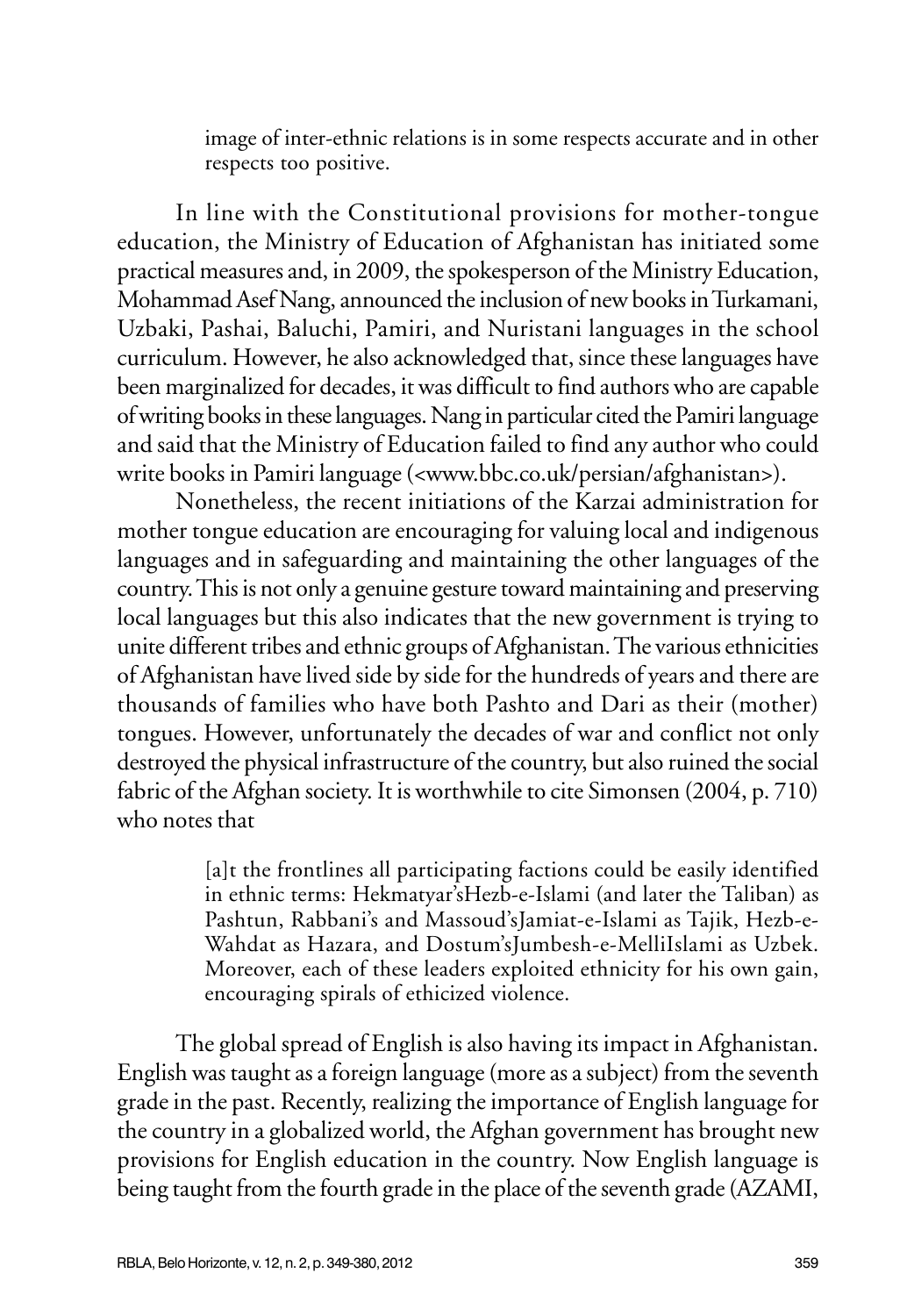image of inter-ethnic relations is in some respects accurate and in other respects too positive.

In line with the Constitutional provisions for mother-tongue education, the Ministry of Education of Afghanistan has initiated some practical measures and, in 2009, the spokesperson of the Ministry Education, Mohammad Asef Nang, announced the inclusion of new books in Turkamani, Uzbaki, Pashai, Baluchi, Pamiri, and Nuristani languages in the school curriculum. However, he also acknowledged that, since these languages have been marginalized for decades, it was difficult to find authors who are capable of writing books in these languages. Nang in particular cited the Pamiri language and said that the Ministry of Education failed to find any author who could write books in Pamiri language (<www.bbc.co.uk/persian/afghanistan>).

Nonetheless, the recent initiations of the Karzai administration for mother tongue education are encouraging for valuing local and indigenous languages and in safeguarding and maintaining the other languages of the country. This is not only a genuine gesture toward maintaining and preserving local languages but this also indicates that the new government is trying to unite different tribes and ethnic groups of Afghanistan. The various ethnicities of Afghanistan have lived side by side for the hundreds of years and there are thousands of families who have both Pashto and Dari as their (mother) tongues. However, unfortunately the decades of war and conflict not only destroyed the physical infrastructure of the country, but also ruined the social fabric of the Afghan society. It is worthwhile to cite Simonsen (2004, p. 710) who notes that

> [a]t the frontlines all participating factions could be easily identified in ethnic terms: Hekmatyar'sHezb-e-Islami (and later the Taliban) as Pashtun, Rabbani's and Massoud'sJamiat-e-Islami as Tajik, Hezb-e-Wahdat as Hazara, and Dostum'sJumbesh-e-MelliIslami as Uzbek. Moreover, each of these leaders exploited ethnicity for his own gain, encouraging spirals of ethicized violence.

The global spread of English is also having its impact in Afghanistan. English was taught as a foreign language (more as a subject) from the seventh grade in the past. Recently, realizing the importance of English language for the country in a globalized world, the Afghan government has brought new provisions for English education in the country. Now English language is being taught from the fourth grade in the place of the seventh grade (AZAMI,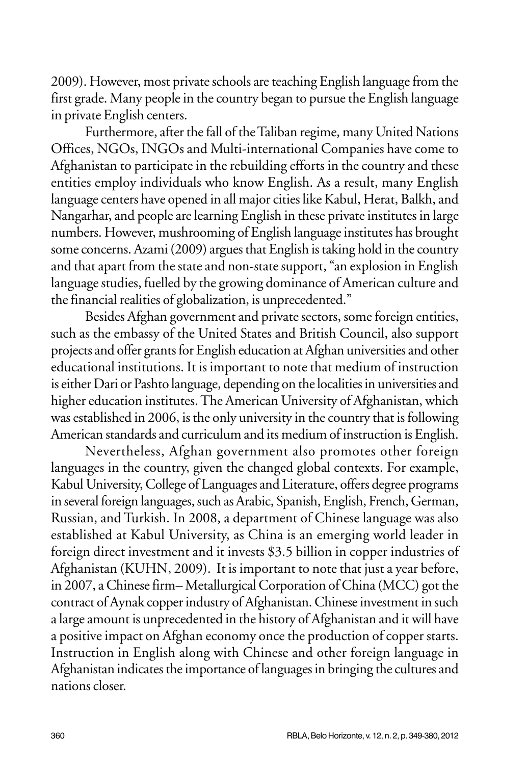2009). However, most private schools are teaching English language from the first grade. Many people in the country began to pursue the English language in private English centers.

Furthermore, after the fall of the Taliban regime, many United Nations Offices, NGOs, INGOs and Multi-international Companies have come to Afghanistan to participate in the rebuilding efforts in the country and these entities employ individuals who know English. As a result, many English language centers have opened in all major cities like Kabul, Herat, Balkh, and Nangarhar, and people are learning English in these private institutes in large numbers. However, mushrooming of English language institutes has brought some concerns. Azami (2009) argues that English is taking hold in the country and that apart from the state and non-state support, "an explosion in English language studies, fuelled by the growing dominance of American culture and the financial realities of globalization, is unprecedented."

Besides Afghan government and private sectors, some foreign entities, such as the embassy of the United States and British Council, also support projects and offer grants for English education at Afghan universities and other educational institutions. It is important to note that medium of instruction is either Dari or Pashto language, depending on the localities in universities and higher education institutes. The American University of Afghanistan, which was established in 2006, is the only university in the country that is following American standards and curriculum and its medium of instruction is English.

Nevertheless, Afghan government also promotes other foreign languages in the country, given the changed global contexts. For example, Kabul University, College of Languages and Literature, offers degree programs in several foreign languages, such as Arabic, Spanish, English, French, German, Russian, and Turkish. In 2008, a department of Chinese language was also established at Kabul University, as China is an emerging world leader in foreign direct investment and it invests $3.5 billion in copper industries of Afghanistan (KUHN, 2009). It is important to note that just a year before, in 2007, a Chinese firm– Metallurgical Corporation of China (MCC) got the contract of Aynak copper industry of Afghanistan. Chinese investment in such a large amount is unprecedented in the history of Afghanistan and it will have a positive impact on Afghan economy once the production of copper starts. Instruction in English along with Chinese and other foreign language in Afghanistan indicates the importance of languages in bringing the cultures and nations closer.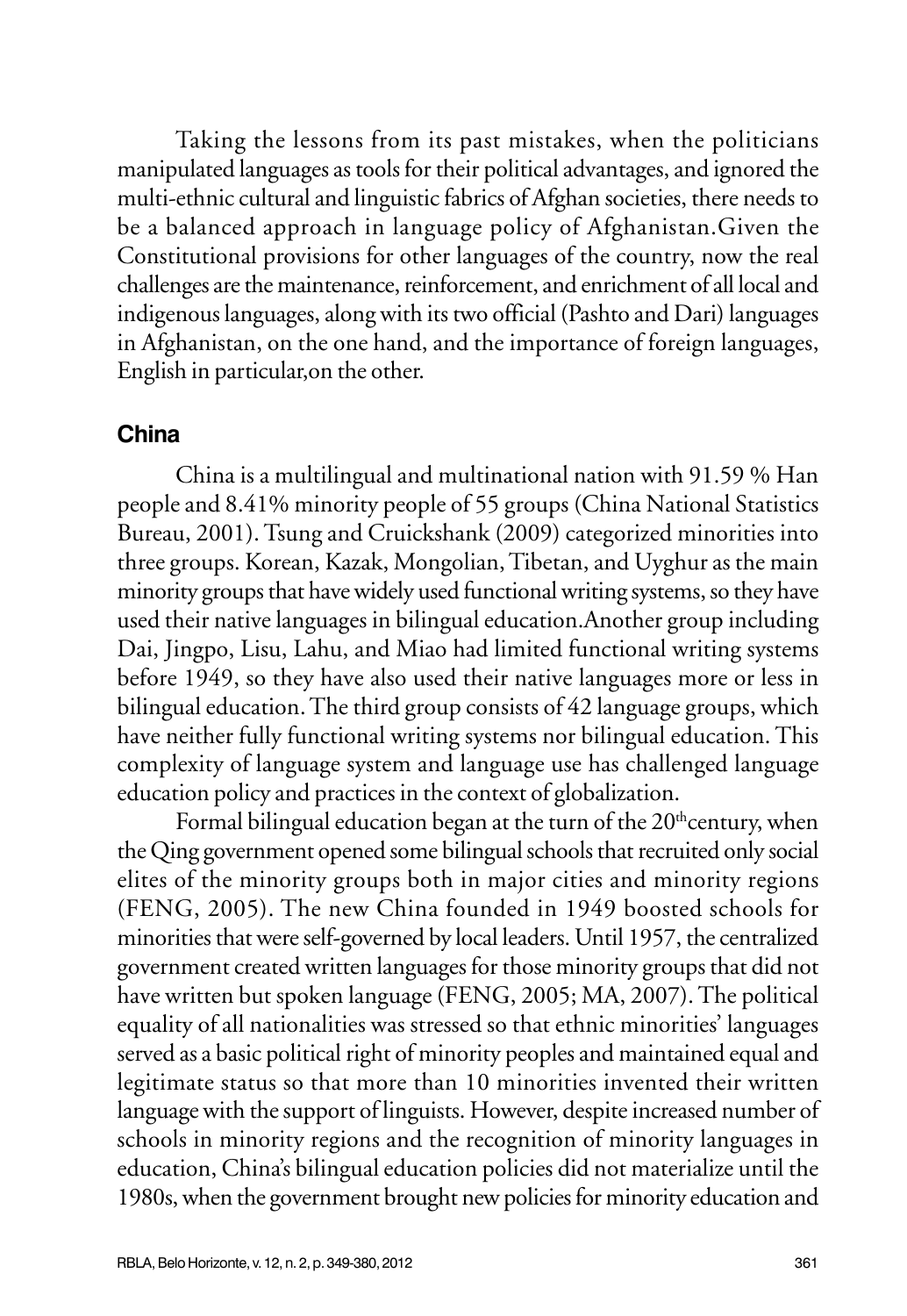Taking the lessons from its past mistakes, when the politicians manipulated languages as tools for their political advantages, and ignored the multi-ethnic cultural and linguistic fabrics of Afghan societies, there needs to be a balanced approach in language policy of Afghanistan.Given the Constitutional provisions for other languages of the country, now the real challenges are the maintenance, reinforcement, and enrichment of all local and indigenous languages, along with its two official (Pashto and Dari) languages in Afghanistan, on the one hand, and the importance of foreign languages, English in particular,on the other.

## China

China is a multilingual and multinational nation with 91.59 % Han people and 8.41% minority people of 55 groups (China National Statistics Bureau, 2001). Tsung and Cruickshank (2009) categorized minorities into three groups. Korean, Kazak, Mongolian, Tibetan, and Uyghur as the main minority groups that have widely used functional writing systems, so they have used their native languages in bilingual education.Another group including Dai, Jingpo, Lisu, Lahu, and Miao had limited functional writing systems before 1949, so they have also used their native languages more or less in bilingual education. The third group consists of 42 language groups, which have neither fully functional writing systems nor bilingual education. This complexity of language system and language use has challenged language education policy and practices in the context of globalization.

Formal bilingual education began at the turn of the 20th century, when the Qing government opened some bilingual schools that recruited only social elites of the minority groups both in major cities and minority regions (FENG, 2005). The new China founded in 1949 boosted schools for minorities that were self-governed by local leaders. Until 1957, the centralized government created written languages for those minority groups that did not have written but spoken language (FENG, 2005; MA, 2007). The political equality of all nationalities was stressed so that ethnic minorities' languages served as a basic political right of minority peoples and maintained equal and legitimate status so that more than 10 minorities invented their written language with the support of linguists. However, despite increased number of schools in minority regions and the recognition of minority languages in education, China's bilingual education policies did not materialize until the 1980s, when the government brought new policies for minority education and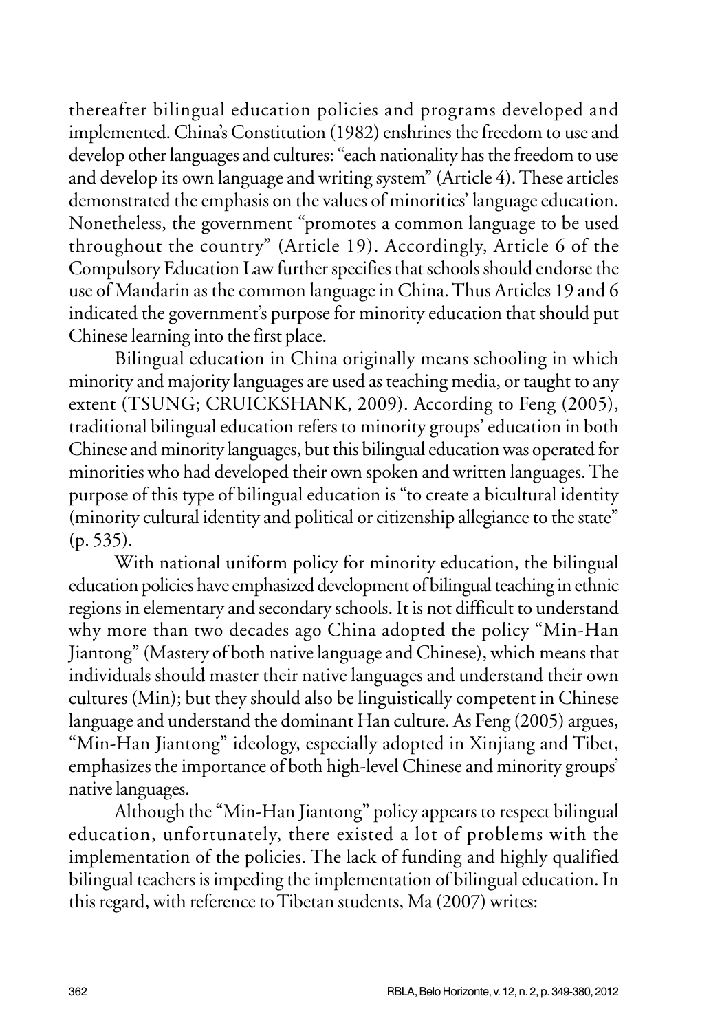thereafter bilingual education policies and programs developed and implemented. China's Constitution (1982) enshrines the freedom to use and develop other languages and cultures: "each nationality has the freedom to use and develop its own language and writing system" (Article 4). These articles demonstrated the emphasis on the values of minorities' language education. Nonetheless, the government "promotes a common language to be used throughout the country" (Article 19). Accordingly, Article 6 of the Compulsory Education Law further specifies that schools should endorse the use of Mandarin as the common language in China. Thus Articles 19 and 6 indicated the government's purpose for minority education that should put Chinese learning into the first place.

Bilingual education in China originally means schooling in which minority and majority languages are used as teaching media, or taught to any extent (TSUNG; CRUICKSHANK, 2009). According to Feng (2005), traditional bilingual education refers to minority groups' education in both Chinese and minority languages, but this bilingual education was operated for minorities who had developed their own spoken and written languages. The purpose of this type of bilingual education is "to create a bicultural identity (minority cultural identity and political or citizenship allegiance to the state" (p. 535).

With national uniform policy for minority education, the bilingual education policies have emphasized development of bilingual teaching in ethnic regions in elementary and secondary schools. It is not difficult to understand why more than two decades ago China adopted the policy "Min-Han Jiantong" (Mastery of both native language and Chinese), which means that individuals should master their native languages and understand their own cultures (Min); but they should also be linguistically competent in Chinese language and understand the dominant Han culture. As Feng (2005) argues, "Min-Han Jiantong" ideology, especially adopted in Xinjiang and Tibet, emphasizes the importance of both high-level Chinese and minority groups' native languages.

Although the "Min-Han Jiantong" policy appears to respect bilingual education, unfortunately, there existed a lot of problems with the implementation of the policies. The lack of funding and highly qualified bilingual teachers is impeding the implementation of bilingual education. In this regard, with reference to Tibetan students, Ma (2007) writes: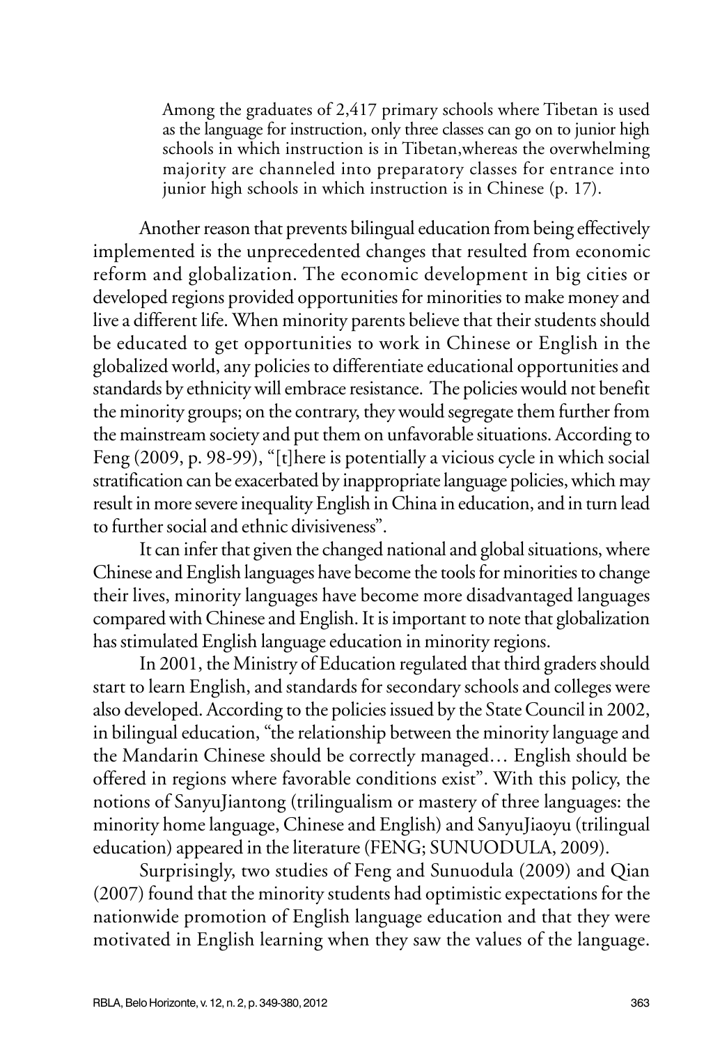> Among the graduates of 2,417 primary schools where Tibetan is used as the language for instruction, only three classes can go on to junior high schools in which instruction is in Tibetan,whereas the overwhelming majority are channeled into preparatory classes for entrance into junior high schools in which instruction is in Chinese (p. 17).

Another reason that prevents bilingual education from being effectively implemented is the unprecedented changes that resulted from economic reform and globalization. The economic development in big cities or developed regions provided opportunities for minorities to make money and live a different life. When minority parents believe that their students should be educated to get opportunities to work in Chinese or English in the globalized world, any policies to differentiate educational opportunities and standards by ethnicity will embrace resistance. The policies would not benefit the minority groups; on the contrary, they would segregate them further from the mainstream society and put them on unfavorable situations. According to Feng (2009, p. 98-99), "[t]here is potentially a vicious cycle in which social stratification can be exacerbated by inappropriate language policies, which may result in more severe inequality English in China in education, and in turn lead to further social and ethnic divisiveness".

It can infer that given the changed national and global situations, where Chinese and English languages have become the tools for minorities to change their lives, minority languages have become more disadvantaged languages compared with Chinese and English. It is important to note that globalization has stimulated English language education in minority regions.

In 2001, the Ministry of Education regulated that third graders should start to learn English, and standards for secondary schools and colleges were also developed. According to the policies issued by the State Council in 2002, in bilingual education, "the relationship between the minority language and the Mandarin Chinese should be correctly managed… English should be offered in regions where favorable conditions exist". With this policy, the notions of SanyuJiantong (trilingualism or mastery of three languages: the minority home language, Chinese and English) and SanyuJiaoyu (trilingual education) appeared in the literature (FENG; SUNUODULA, 2009).

Surprisingly, two studies of Feng and Sunuodula (2009) and Qian (2007) found that the minority students had optimistic expectations for the nationwide promotion of English language education and that they were motivated in English learning when they saw the values of the language.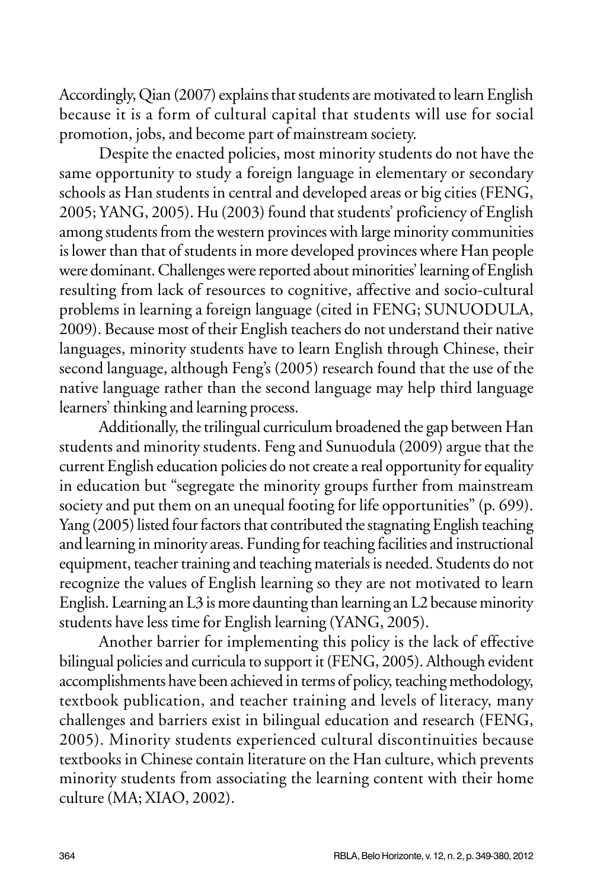Accordingly, Qian (2007) explains that students are motivated to learn English because it is a form of cultural capital that students will use for social promotion, jobs, and become part of mainstream society.

Despite the enacted policies, most minority students do not have the same opportunity to study a foreign language in elementary or secondary schools as Han students in central and developed areas or big cities (FENG, 2005; YANG, 2005). Hu (2003) found that students' proficiency of English among students from the western provinces with large minority communities is lower than that of students in more developed provinces where Han people were dominant. Challenges were reported about minorities' learning of English resulting from lack of resources to cognitive, affective and socio-cultural problems in learning a foreign language (cited in FENG; SUNUODULA, 2009). Because most of their English teachers do not understand their native languages, minority students have to learn English through Chinese, their second language, although Feng's (2005) research found that the use of the native language rather than the second language may help third language learners' thinking and learning process.

Additionally, the trilingual curriculum broadened the gap between Han students and minority students. Feng and Sunuodula (2009) argue that the current English education policies do not create a real opportunity for equality in education but "segregate the minority groups further from mainstream society and put them on an unequal footing for life opportunities" (p. 699). Yang (2005) listed four factors that contributed the stagnating English teaching and learning in minority areas. Funding for teaching facilities and instructional equipment, teacher training and teaching materials is needed. Students do not recognize the values of English learning so they are not motivated to learn English. Learning an L3 is more daunting than learning an L2 because minority students have less time for English learning (YANG, 2005).

Another barrier for implementing this policy is the lack of effective bilingual policies and curricula to support it (FENG, 2005). Although evident accomplishments have been achieved in terms of policy, teaching methodology, textbook publication, and teacher training and levels of literacy, many challenges and barriers exist in bilingual education and research (FENG, 2005). Minority students experienced cultural discontinuities because textbooks in Chinese contain literature on the Han culture, which prevents minority students from associating the learning content with their home culture (MA; XIAO, 2002).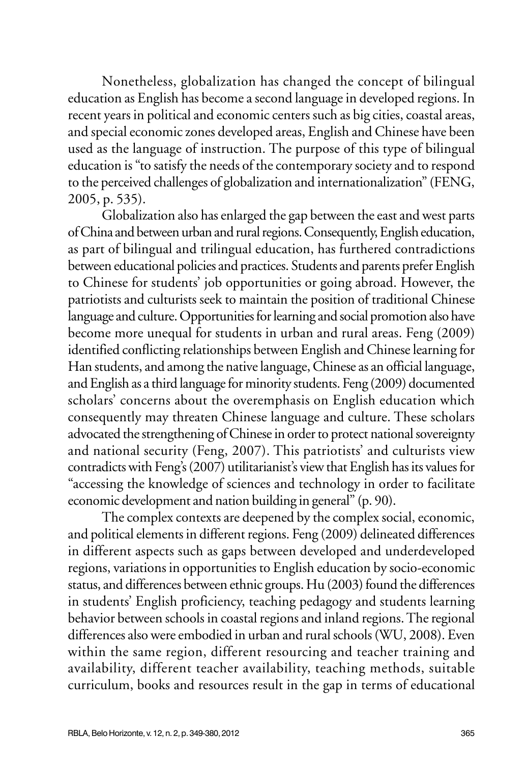Nonetheless, globalization has changed the concept of bilingual education as English has become a second language in developed regions. In recent years in political and economic centers such as big cities, coastal areas, and special economic zones developed areas, English and Chinese have been used as the language of instruction. The purpose of this type of bilingual education is "to satisfy the needs of the contemporary society and to respond to the perceived challenges of globalization and internationalization" (FENG, 2005, p. 535).

Globalization also has enlarged the gap between the east and west parts of China and between urban and rural regions. Consequently, English education, as part of bilingual and trilingual education, has furthered contradictions between educational policies and practices. Students and parents prefer English to Chinese for students' job opportunities or going abroad. However, the patriotists and culturists seek to maintain the position of traditional Chinese language and culture. Opportunities for learning and social promotion also have become more unequal for students in urban and rural areas. Feng (2009) identified conflicting relationships between English and Chinese learning for Han students, and among the native language, Chinese as an official language, and English as a third language for minority students. Feng (2009) documented scholars' concerns about the overemphasis on English education which consequently may threaten Chinese language and culture. These scholars advocated the strengthening of Chinese in order to protect national sovereignty and national security (Feng, 2007). This patriotists' and culturists view contradicts with Feng's (2007) utilitarianist's view that English has its values for "accessing the knowledge of sciences and technology in order to facilitate economic development and nation building in general" (p. 90).

The complex contexts are deepened by the complex social, economic, and political elements in different regions. Feng (2009) delineated differences in different aspects such as gaps between developed and underdeveloped regions, variations in opportunities to English education by socio-economic status, and differences between ethnic groups. Hu (2003) found the differences in students' English proficiency, teaching pedagogy and students learning behavior between schools in coastal regions and inland regions. The regional differences also were embodied in urban and rural schools (WU, 2008). Even within the same region, different resourcing and teacher training and availability, different teacher availability, teaching methods, suitable curriculum, books and resources result in the gap in terms of educational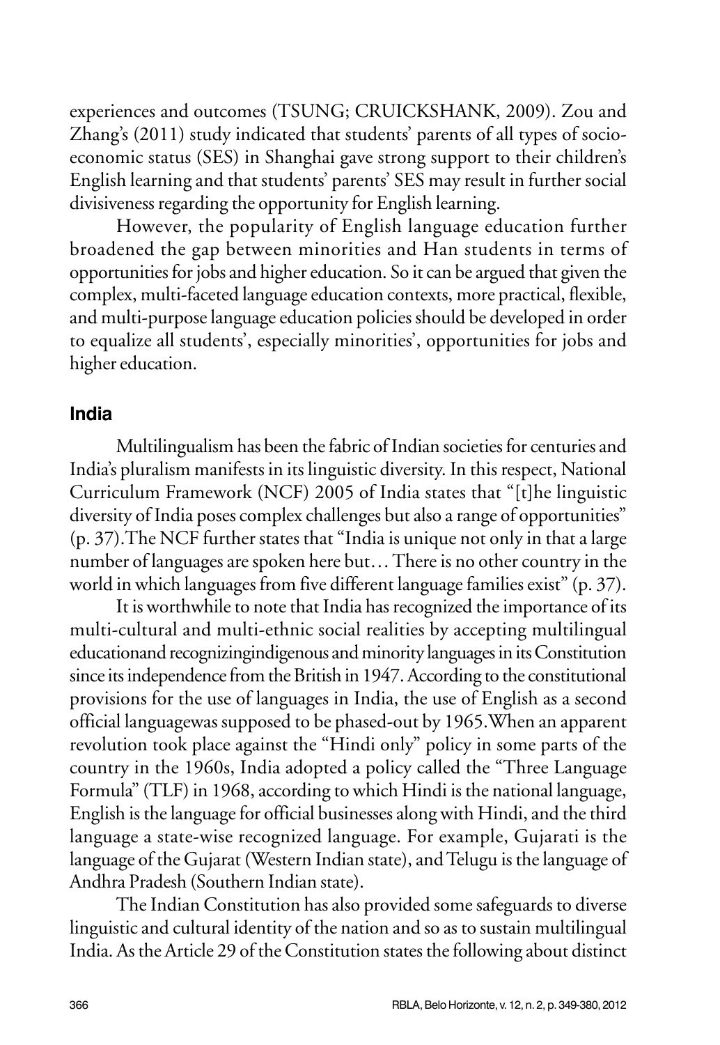experiences and outcomes (TSUNG; CRUICKSHANK, 2009). Zou and Zhang's (2011) study indicated that students' parents of all types of socio-economic status (SES) in Shanghai gave strong support to their children's English learning and that students' parents' SES may result in further social divisiveness regarding the opportunity for English learning.

However, the popularity of English language education further broadened the gap between minorities and Han students in terms of opportunities for jobs and higher education. So it can be argued that given the complex, multi-faceted language education contexts, more practical, flexible, and multi-purpose language education policies should be developed in order to equalize all students', especially minorities', opportunities for jobs and higher education.

## India

Multilingualism has been the fabric of Indian societies for centuries and India's pluralism manifests in its linguistic diversity. In this respect, National Curriculum Framework (NCF) 2005 of India states that "[t]he linguistic diversity of India poses complex challenges but also a range of opportunities" (p. 37).The NCF further states that "India is unique not only in that a large number of languages are spoken here but… There is no other country in the world in which languages from five different language families exist" (p. 37).

It is worthwhile to note that India has recognized the importance of its multi-cultural and multi-ethnic social realities by accepting multilingual educationand recognizingindigenous and minority languages in its Constitution since its independence from the British in 1947. According to the constitutional provisions for the use of languages in India, the use of English as a second official languagewas supposed to be phased-out by 1965.When an apparent revolution took place against the "Hindi only" policy in some parts of the country in the 1960s, India adopted a policy called the "Three Language Formula" (TLF) in 1968, according to which Hindi is the national language, English is the language for official businesses along with Hindi, and the third language a state-wise recognized language. For example, Gujarati is the language of the Gujarat (Western Indian state), and Telugu is the language of Andhra Pradesh (Southern Indian state).

The Indian Constitution has also provided some safeguards to diverse linguistic and cultural identity of the nation and so as to sustain multilingual India. As the Article 29 of the Constitution states the following about distinct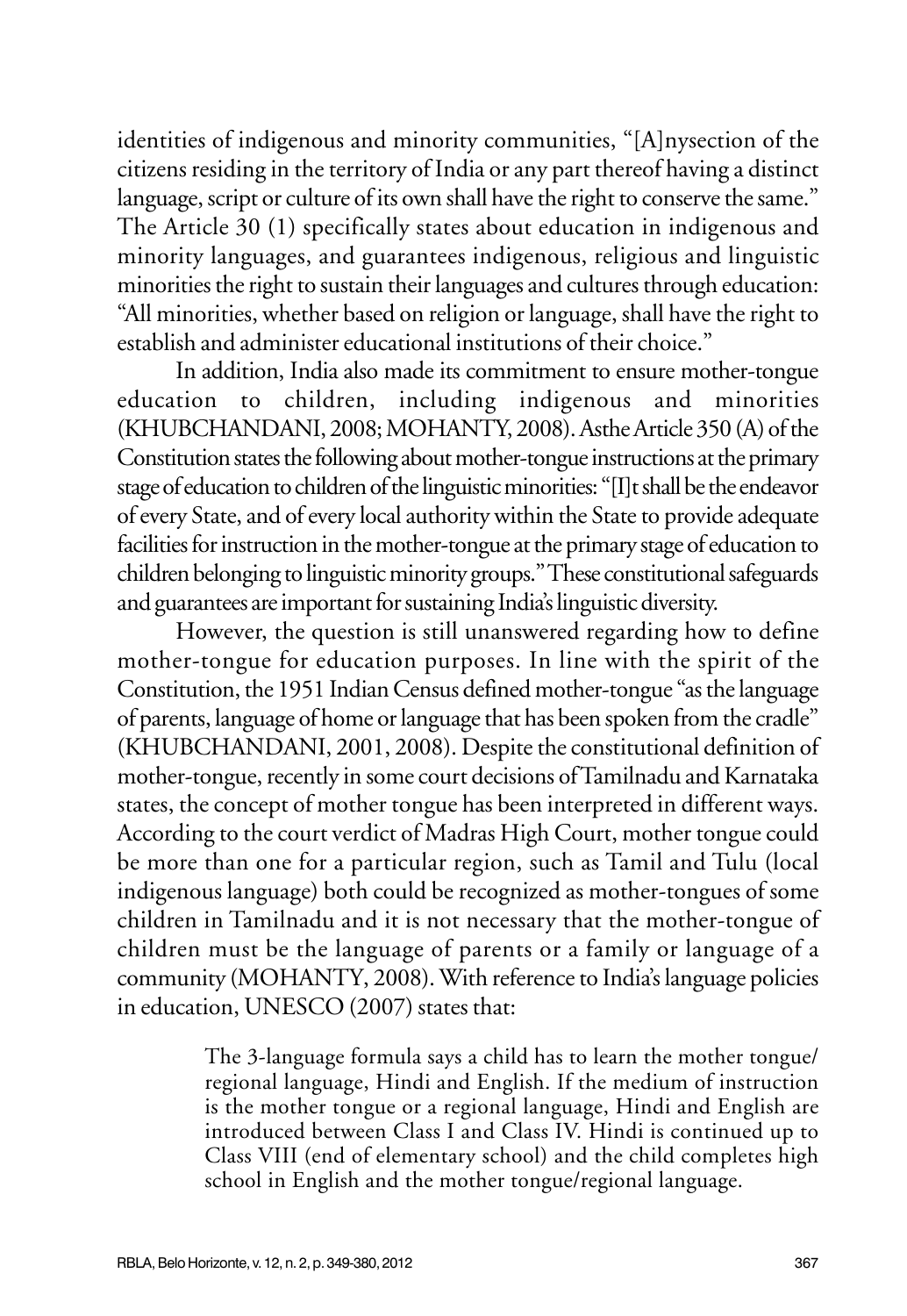identities of indigenous and minority communities, "[A]nysection of the citizens residing in the territory of India or any part thereof having a distinct language, script or culture of its own shall have the right to conserve the same." The Article 30 (1) specifically states about education in indigenous and minority languages, and guarantees indigenous, religious and linguistic minorities the right to sustain their languages and cultures through education: "All minorities, whether based on religion or language, shall have the right to establish and administer educational institutions of their choice."

In addition, India also made its commitment to ensure mother-tongue education to children, including indigenous and minorities (KHUBCHANDANI, 2008; MOHANTY, 2008). Asthe Article 350 (A) of the Constitution states the following about mother-tongue instructions at the primary stage of education to children of the linguistic minorities: "[I]t shall be the endeavor of every State, and of every local authority within the State to provide adequate facilities for instruction in the mother-tongue at the primary stage of education to children belonging to linguistic minority groups." These constitutional safeguards and guarantees are important for sustaining India's linguistic diversity.

However, the question is still unanswered regarding how to define mother-tongue for education purposes. In line with the spirit of the Constitution, the 1951 Indian Census defined mother-tongue "as the language of parents, language of home or language that has been spoken from the cradle" (KHUBCHANDANI, 2001, 2008). Despite the constitutional definition of mother-tongue, recently in some court decisions of Tamilnadu and Karnataka states, the concept of mother tongue has been interpreted in different ways. According to the court verdict of Madras High Court, mother tongue could be more than one for a particular region, such as Tamil and Tulu (local indigenous language) both could be recognized as mother-tongues of some children in Tamilnadu and it is not necessary that the mother-tongue of children must be the language of parents or a family or language of a community (MOHANTY, 2008). With reference to India's language policies in education, UNESCO (2007) states that:

> The 3-language formula says a child has to learn the mother tongue/ regional language, Hindi and English. If the medium of instruction is the mother tongue or a regional language, Hindi and English are introduced between Class I and Class IV. Hindi is continued up to Class VIII (end of elementary school) and the child completes high school in English and the mother tongue/regional language.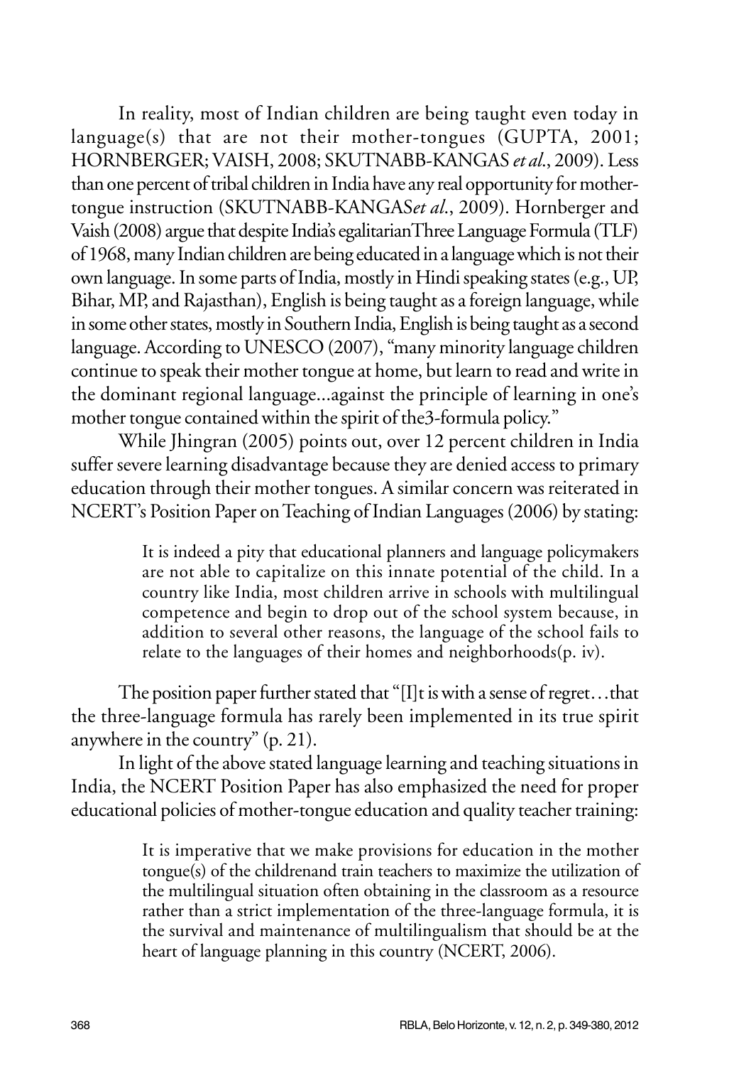In reality, most of Indian children are being taught even today in language(s) that are not their mother-tongues (GUPTA, 2001; HORNBERGER; VAISH, 2008; SKUTNABB-KANGAS *et al*., 2009). Less than one percent of tribal children in India have any real opportunity for mother-tongue instruction (SKUTNABB-KANGAS*et al*., 2009). Hornberger and Vaish (2008) argue that despite India's egalitarianThree Language Formula (TLF) of 1968, many Indian children are being educated in a language which is not their own language. In some parts of India, mostly in Hindi speaking states (e.g., UP, Bihar, MP, and Rajasthan), English is being taught as a foreign language, while in some other states, mostly in Southern India, English is being taught as a second language. According to UNESCO (2007), "many minority language children continue to speak their mother tongue at home, but learn to read and write in the dominant regional language...against the principle of learning in one's mother tongue contained within the spirit of the3-formula policy."

While Jhingran (2005) points out, over 12 percent children in India suffer severe learning disadvantage because they are denied access to primary education through their mother tongues. A similar concern was reiterated in NCERT's Position Paper on Teaching of Indian Languages (2006) by stating:

> It is indeed a pity that educational planners and language policymakers are not able to capitalize on this innate potential of the child. In a country like India, most children arrive in schools with multilingual competence and begin to drop out of the school system because, in addition to several other reasons, the language of the school fails to relate to the languages of their homes and neighborhoods(p. iv).

The position paper further stated that "[I]t is with a sense of regret…that the three-language formula has rarely been implemented in its true spirit anywhere in the country" (p. 21).

In light of the above stated language learning and teaching situations in India, the NCERT Position Paper has also emphasized the need for proper educational policies of mother-tongue education and quality teacher training:

> It is imperative that we make provisions for education in the mother tongue(s) of the childrenand train teachers to maximize the utilization of the multilingual situation often obtaining in the classroom as a resource rather than a strict implementation of the three-language formula, it is the survival and maintenance of multilingualism that should be at the heart of language planning in this country (NCERT, 2006).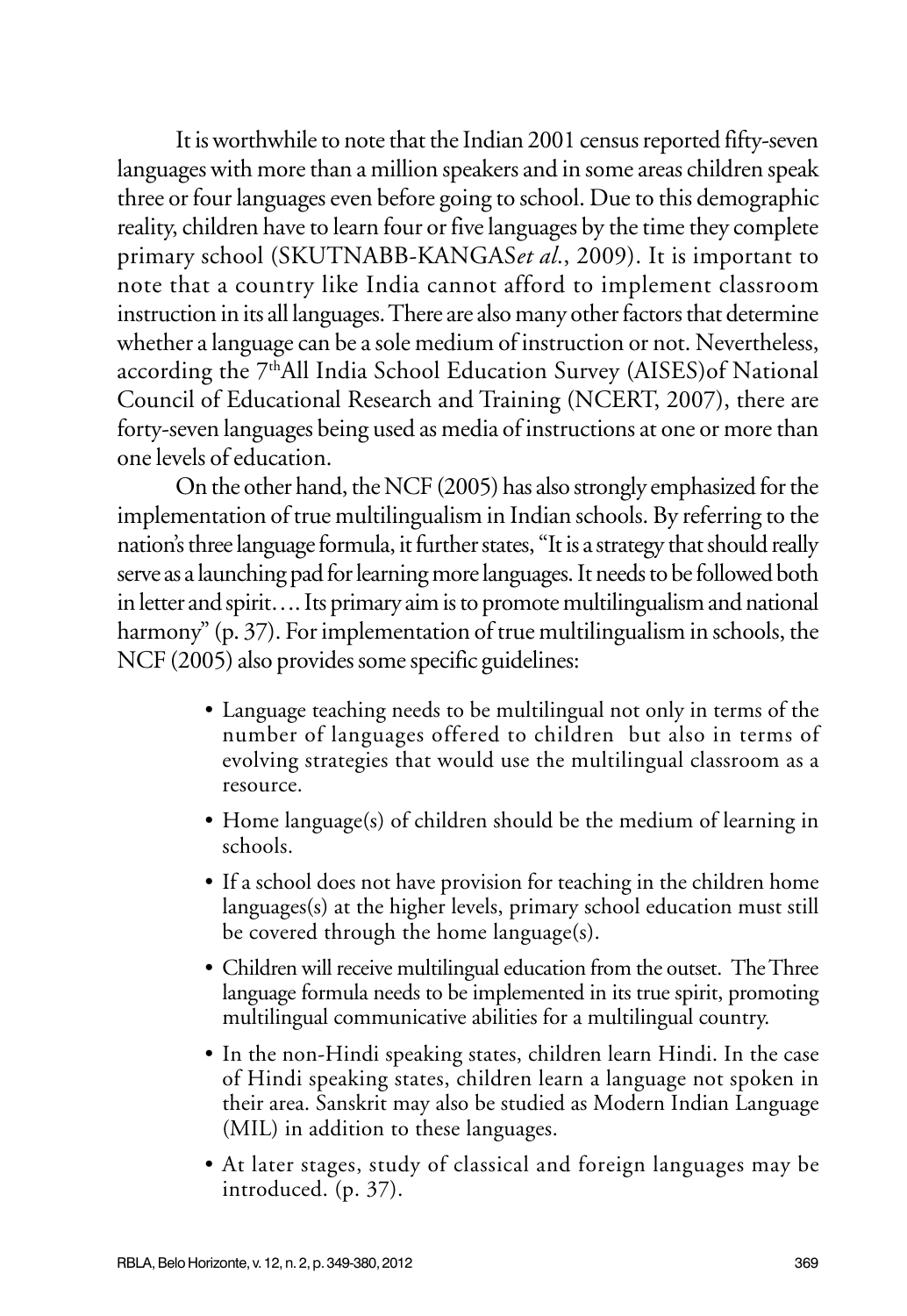It is worthwhile to note that the Indian 2001 census reported fifty-seven languages with more than a million speakers and in some areas children speak three or four languages even before going to school. Due to this demographic reality, children have to learn four or five languages by the time they complete primary school (SKUTNABB-KANGAS*et al.*, 2009). It is important to note that a country like India cannot afford to implement classroom instruction in its all languages. There are also many other factors that determine whether a language can be a sole medium of instruction or not. Nevertheless, according the 7thAll India School Education Survey (AISES)of National Council of Educational Research and Training (NCERT, 2007), there are forty-seven languages being used as media of instructions at one or more than one levels of education.

On the other hand, the NCF (2005) has also strongly emphasized for the implementation of true multilingualism in Indian schools. By referring to the nation's three language formula, it further states, "It is a strategy that should really serve as a launching pad for learning more languages. It needs to be followed both in letter and spirit…. Its primary aim is to promote multilingualism and national harmony" (p. 37). For implementation of true multilingualism in schools, the NCF (2005) also provides some specific guidelines:

- Language teaching needs to be multilingual not only in terms of the number of languages offered to children but also in terms of evolving strategies that would use the multilingual classroom as a resource.
- Home language(s) of children should be the medium of learning in schools.
- If a school does not have provision for teaching in the children home languages(s) at the higher levels, primary school education must still be covered through the home language(s).
- Children will receive multilingual education from the outset. The Three language formula needs to be implemented in its true spirit, promoting multilingual communicative abilities for a multilingual country.
- In the non-Hindi speaking states, children learn Hindi. In the case of Hindi speaking states, children learn a language not spoken in their area. Sanskrit may also be studied as Modern Indian Language (MIL) in addition to these languages.
- At later stages, study of classical and foreign languages may be introduced. (p. 37).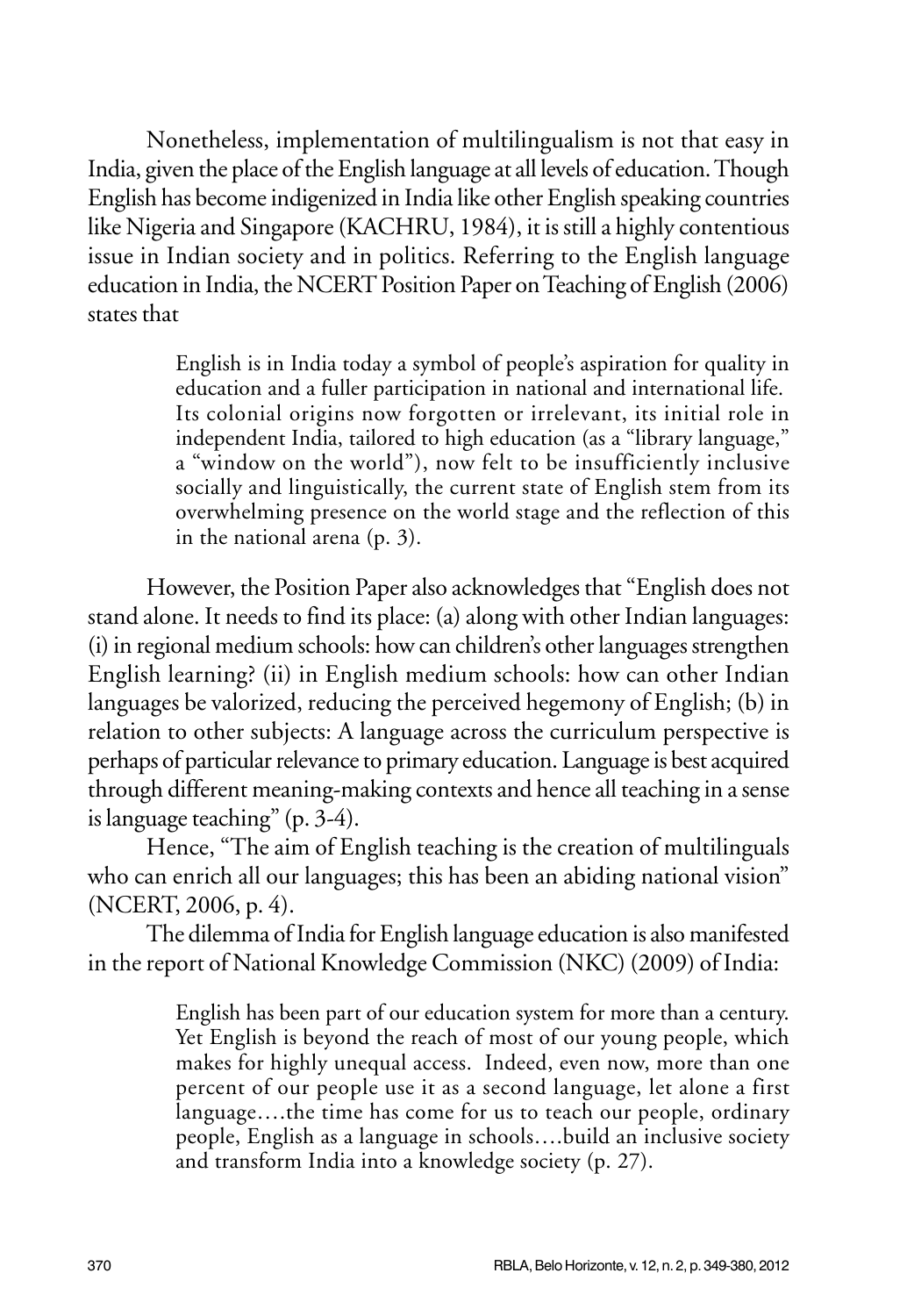Nonetheless, implementation of multilingualism is not that easy in India, given the place of the English language at all levels of education. Though English has become indigenized in India like other English speaking countries like Nigeria and Singapore (KACHRU, 1984), it is still a highly contentious issue in Indian society and in politics. Referring to the English language education in India, the NCERT Position Paper on Teaching of English (2006) states that

> English is in India today a symbol of people's aspiration for quality in education and a fuller participation in national and international life. Its colonial origins now forgotten or irrelevant, its initial role in independent India, tailored to high education (as a "library language," a "window on the world"), now felt to be insufficiently inclusive socially and linguistically, the current state of English stem from its overwhelming presence on the world stage and the reflection of this in the national arena (p. 3).

However, the Position Paper also acknowledges that "English does not stand alone. It needs to find its place: (a) along with other Indian languages: (i) in regional medium schools: how can children's other languages strengthen English learning? (ii) in English medium schools: how can other Indian languages be valorized, reducing the perceived hegemony of English; (b) in relation to other subjects: A language across the curriculum perspective is perhaps of particular relevance to primary education. Language is best acquired through different meaning-making contexts and hence all teaching in a sense is language teaching" (p. 3-4).

Hence, "The aim of English teaching is the creation of multilinguals who can enrich all our languages; this has been an abiding national vision" (NCERT, 2006, p. 4).

The dilemma of India for English language education is also manifested in the report of National Knowledge Commission (NKC) (2009) of India:

> English has been part of our education system for more than a century. Yet English is beyond the reach of most of our young people, which makes for highly unequal access. Indeed, even now, more than one percent of our people use it as a second language, let alone a first language….the time has come for us to teach our people, ordinary people, English as a language in schools….build an inclusive society and transform India into a knowledge society (p. 27).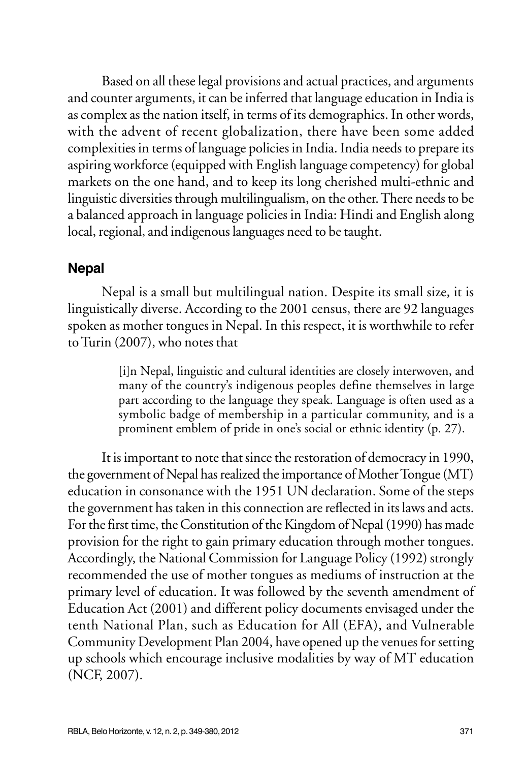Based on all these legal provisions and actual practices, and arguments and counter arguments, it can be inferred that language education in India is as complex as the nation itself, in terms of its demographics. In other words, with the advent of recent globalization, there have been some added complexities in terms of language policies in India. India needs to prepare its aspiring workforce (equipped with English language competency) for global markets on the one hand, and to keep its long cherished multi-ethnic and linguistic diversities through multilingualism, on the other. There needs to be a balanced approach in language policies in India: Hindi and English along local, regional, and indigenous languages need to be taught.

## Nepal

Nepal is a small but multilingual nation. Despite its small size, it is linguistically diverse. According to the 2001 census, there are 92 languages spoken as mother tongues in Nepal. In this respect, it is worthwhile to refer to Turin (2007), who notes that

> [i]n Nepal, linguistic and cultural identities are closely interwoven, and many of the country's indigenous peoples define themselves in large part according to the language they speak. Language is often used as a symbolic badge of membership in a particular community, and is a prominent emblem of pride in one's social or ethnic identity (p. 27).

It is important to note that since the restoration of democracy in 1990, the government of Nepal has realized the importance of Mother Tongue (MT) education in consonance with the 1951 UN declaration. Some of the steps the government has taken in this connection are reflected in its laws and acts. For the first time, the Constitution of the Kingdom of Nepal (1990) has made provision for the right to gain primary education through mother tongues. Accordingly, the National Commission for Language Policy (1992) strongly recommended the use of mother tongues as mediums of instruction at the primary level of education. It was followed by the seventh amendment of Education Act (2001) and different policy documents envisaged under the tenth National Plan, such as Education for All (EFA), and Vulnerable Community Development Plan 2004, have opened up the venues for setting up schools which encourage inclusive modalities by way of MT education (NCF, 2007).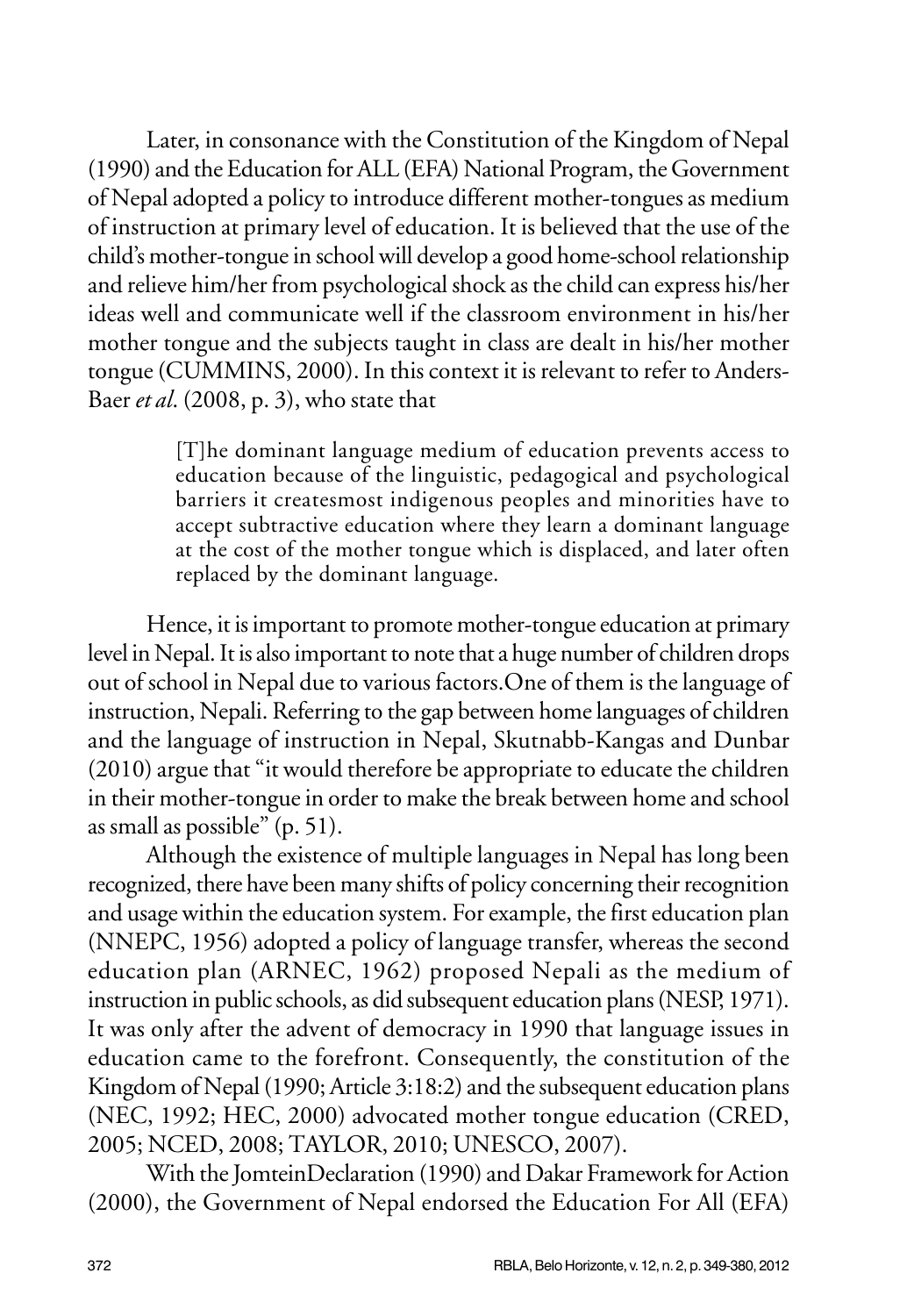Later, in consonance with the Constitution of the Kingdom of Nepal (1990) and the Education for ALL (EFA) National Program, the Government of Nepal adopted a policy to introduce different mother-tongues as medium of instruction at primary level of education. It is believed that the use of the child's mother-tongue in school will develop a good home-school relationship and relieve him/her from psychological shock as the child can express his/her ideas well and communicate well if the classroom environment in his/her mother tongue and the subjects taught in class are dealt in his/her mother tongue (CUMMINS, 2000). In this context it is relevant to refer to Anders-Baer *et al*. (2008, p. 3), who state that

> [T]he dominant language medium of education prevents access to education because of the linguistic, pedagogical and psychological barriers it createsmost indigenous peoples and minorities have to accept subtractive education where they learn a dominant language at the cost of the mother tongue which is displaced, and later often replaced by the dominant language.

Hence, it is important to promote mother-tongue education at primary level in Nepal. It is also important to note that a huge number of children drops out of school in Nepal due to various factors.One of them is the language of instruction, Nepali. Referring to the gap between home languages of children and the language of instruction in Nepal, Skutnabb-Kangas and Dunbar (2010) argue that "it would therefore be appropriate to educate the children in their mother-tongue in order to make the break between home and school as small as possible" (p. 51).

Although the existence of multiple languages in Nepal has long been recognized, there have been many shifts of policy concerning their recognition and usage within the education system. For example, the first education plan (NNEPC, 1956) adopted a policy of language transfer, whereas the second education plan (ARNEC, 1962) proposed Nepali as the medium of instruction in public schools, as did subsequent education plans (NESP, 1971). It was only after the advent of democracy in 1990 that language issues in education came to the forefront. Consequently, the constitution of the Kingdom of Nepal (1990; Article 3:18:2) and the subsequent education plans (NEC, 1992; HEC, 2000) advocated mother tongue education (CRED, 2005; NCED, 2008; TAYLOR, 2010; UNESCO, 2007).

With the JomteinDeclaration (1990) and Dakar Framework for Action (2000), the Government of Nepal endorsed the Education For All (EFA)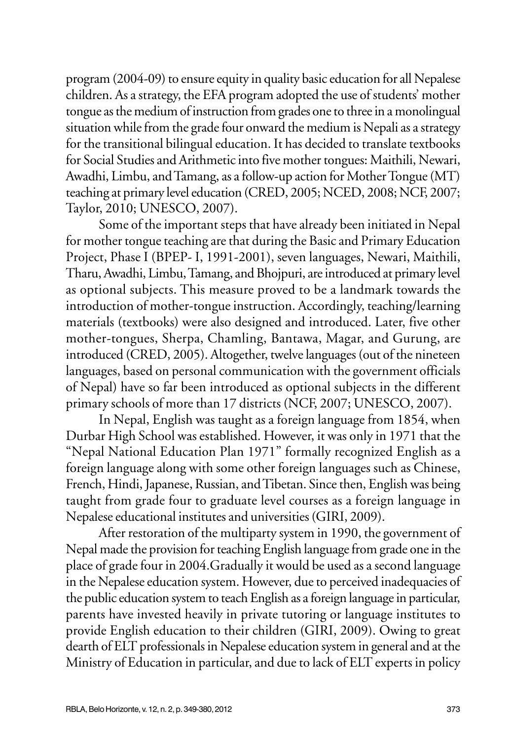program (2004-09) to ensure equity in quality basic education for all Nepalese children. As a strategy, the EFA program adopted the use of students' mother tongue as the medium of instruction from grades one to three in a monolingual situation while from the grade four onward the medium is Nepali as a strategy for the transitional bilingual education. It has decided to translate textbooks for Social Studies and Arithmetic into five mother tongues: Maithili, Newari, Awadhi, Limbu, and Tamang, as a follow-up action for Mother Tongue (MT) teaching at primary level education (CRED, 2005; NCED, 2008; NCF, 2007; Taylor, 2010; UNESCO, 2007).

Some of the important steps that have already been initiated in Nepal for mother tongue teaching are that during the Basic and Primary Education Project, Phase I (BPEP- I, 1991-2001), seven languages, Newari, Maithili, Tharu, Awadhi, Limbu, Tamang, and Bhojpuri, are introduced at primary level as optional subjects. This measure proved to be a landmark towards the introduction of mother-tongue instruction. Accordingly, teaching/learning materials (textbooks) were also designed and introduced. Later, five other mother-tongues, Sherpa, Chamling, Bantawa, Magar, and Gurung, are introduced (CRED, 2005). Altogether, twelve languages (out of the nineteen languages, based on personal communication with the government officials of Nepal) have so far been introduced as optional subjects in the different primary schools of more than 17 districts (NCF, 2007; UNESCO, 2007).

In Nepal, English was taught as a foreign language from 1854, when Durbar High School was established. However, it was only in 1971 that the "Nepal National Education Plan 1971" formally recognized English as a foreign language along with some other foreign languages such as Chinese, French, Hindi, Japanese, Russian, and Tibetan. Since then, English was being taught from grade four to graduate level courses as a foreign language in Nepalese educational institutes and universities (GIRI, 2009).

After restoration of the multiparty system in 1990, the government of Nepal made the provision for teaching English language from grade one in the place of grade four in 2004.Gradually it would be used as a second language in the Nepalese education system. However, due to perceived inadequacies of the public education system to teach English as a foreign language in particular, parents have invested heavily in private tutoring or language institutes to provide English education to their children (GIRI, 2009). Owing to great dearth of ELT professionals in Nepalese education system in general and at the Ministry of Education in particular, and due to lack of ELT experts in policy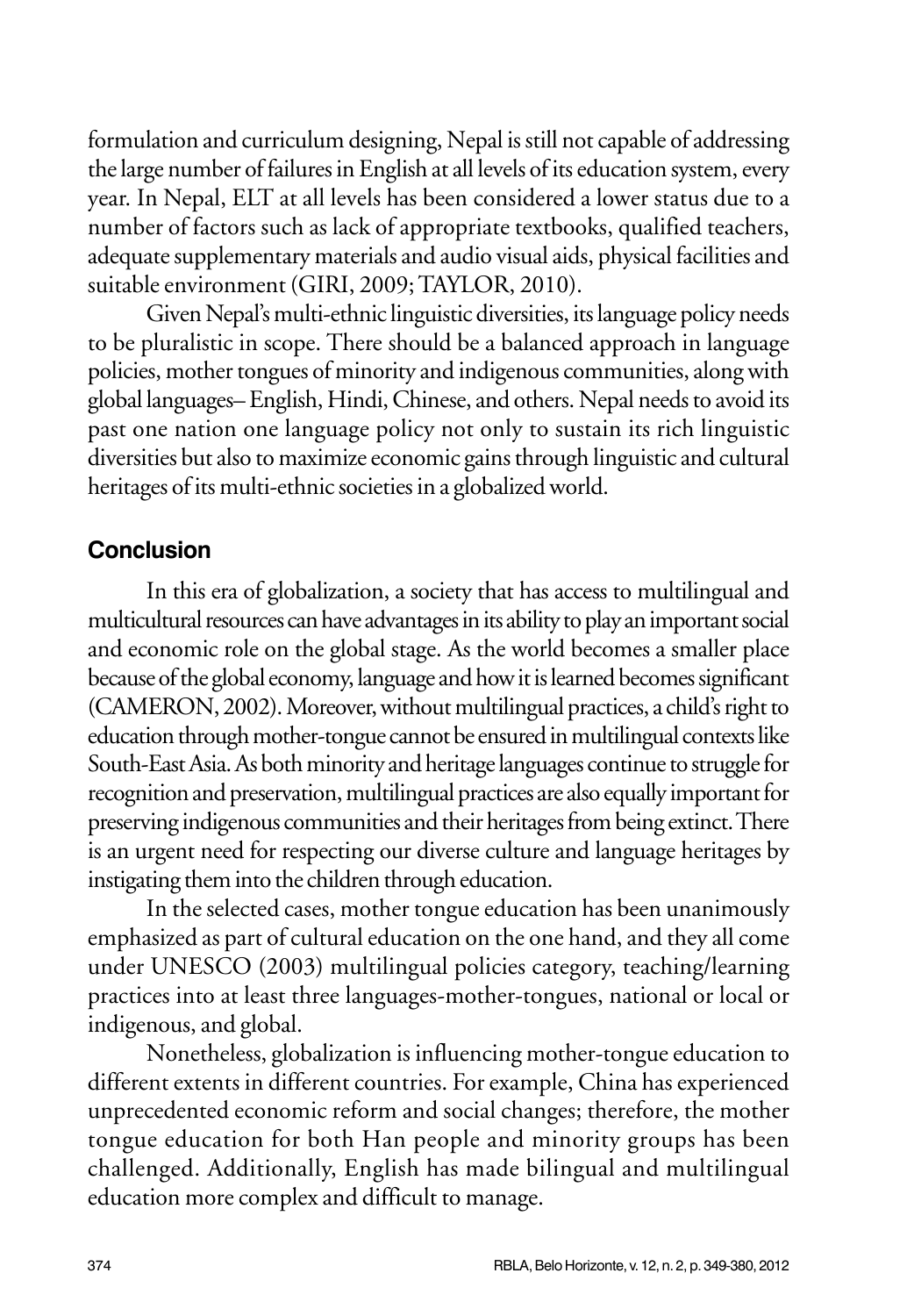formulation and curriculum designing, Nepal is still not capable of addressing the large number of failures in English at all levels of its education system, every year. In Nepal, ELT at all levels has been considered a lower status due to a number of factors such as lack of appropriate textbooks, qualified teachers, adequate supplementary materials and audio visual aids, physical facilities and suitable environment (GIRI, 2009; TAYLOR, 2010).

Given Nepal's multi-ethnic linguistic diversities, its language policy needs to be pluralistic in scope. There should be a balanced approach in language policies, mother tongues of minority and indigenous communities, along with global languages– English, Hindi, Chinese, and others. Nepal needs to avoid its past one nation one language policy not only to sustain its rich linguistic diversities but also to maximize economic gains through linguistic and cultural heritages of its multi-ethnic societies in a globalized world.

## Conclusion

In this era of globalization, a society that has access to multilingual and multicultural resources can have advantages in its ability to play an important social and economic role on the global stage. As the world becomes a smaller place because of the global economy, language and how it is learned becomes significant (CAMERON, 2002). Moreover, without multilingual practices, a child's right to education through mother-tongue cannot be ensured in multilingual contexts like South-East Asia. As both minority and heritage languages continue to struggle for recognition and preservation, multilingual practices are also equally important for preserving indigenous communities and their heritages from being extinct. There is an urgent need for respecting our diverse culture and language heritages by instigating them into the children through education.

In the selected cases, mother tongue education has been unanimously emphasized as part of cultural education on the one hand, and they all come under UNESCO (2003) multilingual policies category, teaching/learning practices into at least three languages-mother-tongues, national or local or indigenous, and global.

Nonetheless, globalization is influencing mother-tongue education to different extents in different countries. For example, China has experienced unprecedented economic reform and social changes; therefore, the mother tongue education for both Han people and minority groups has been challenged. Additionally, English has made bilingual and multilingual education more complex and difficult to manage.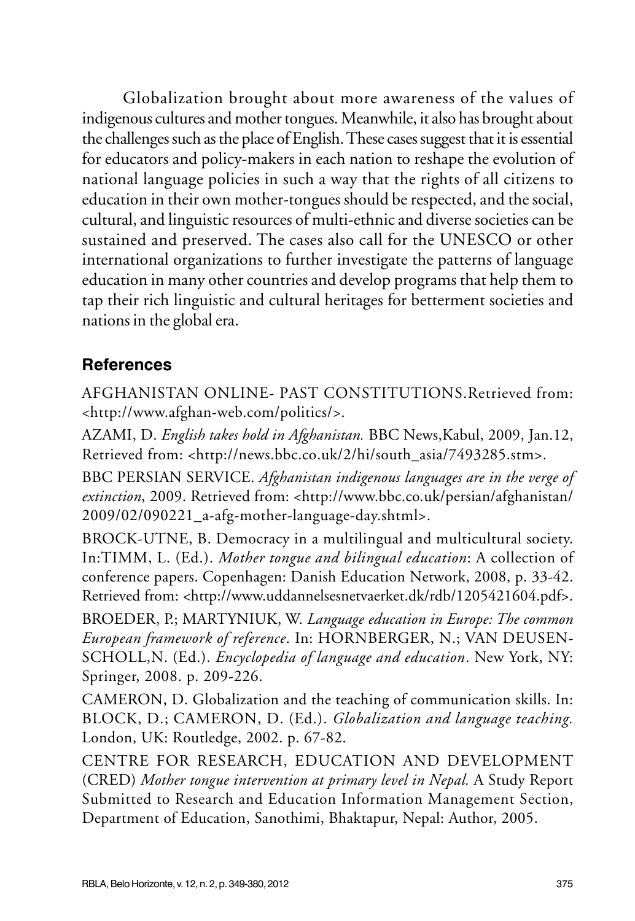Globalization brought about more awareness of the values of indigenous cultures and mother tongues. Meanwhile, it also has brought about the challenges such as the place of English. These cases suggest that it is essential for educators and policy-makers in each nation to reshape the evolution of national language policies in such a way that the rights of all citizens to education in their own mother-tongues should be respected, and the social, cultural, and linguistic resources of multi-ethnic and diverse societies can be sustained and preserved. The cases also call for the UNESCO or other international organizations to further investigate the patterns of language education in many other countries and develop programs that help them to tap their rich linguistic and cultural heritages for betterment societies and nations in the global era.

## References

AFGHANISTAN ONLINE- PAST CONSTITUTIONS.Retrieved from: <http://www.afghan-web.com/politics/>.

AZAMI, D. *English takes hold in Afghanistan.* BBC News,Kabul, 2009, Jan.12, Retrieved from: <http://news.bbc.co.uk/2/hi/south_asia/7493285.stm>.

BBC PERSIAN SERVICE. *Afghanistan indigenous languages are in the verge of extinction*, 2009. Retrieved from: <http://www.bbc.co.uk/persian/afghanistan/2009/02/090221_a-afg-mother-language-day.shtml>.

BROCK-UTNE, B. Democracy in a multilingual and multicultural society. In:TIMM, L. (Ed.). *Mother tongue and bilingual education*: A collection of conference papers. Copenhagen: Danish Education Network, 2008, p. 33-42. Retrieved from: <http://www.uddannelsesnetvaerket.dk/rdb/1205421604.pdf>.

BROEDER, P.; MARTYNIUK, W. *Language education in Europe: The common European framework of reference*. In: HORNBERGER, N.; VAN DEUSEN-SCHOLL,N. (Ed.). *Encyclopedia of language and education*. New York, NY: Springer, 2008. p. 209-226.

CAMERON, D. Globalization and the teaching of communication skills. In: BLOCK, D.; CAMERON, D. (Ed.). *Globalization and language teaching.* London, UK: Routledge, 2002. p. 67-82.

CENTRE FOR RESEARCH, EDUCATION AND DEVELOPMENT (CRED) *Mother tongue intervention at primary level in Nepal.* A Study Report Submitted to Research and Education Information Management Section, Department of Education, Sanothimi, Bhaktapur, Nepal: Author, 2005.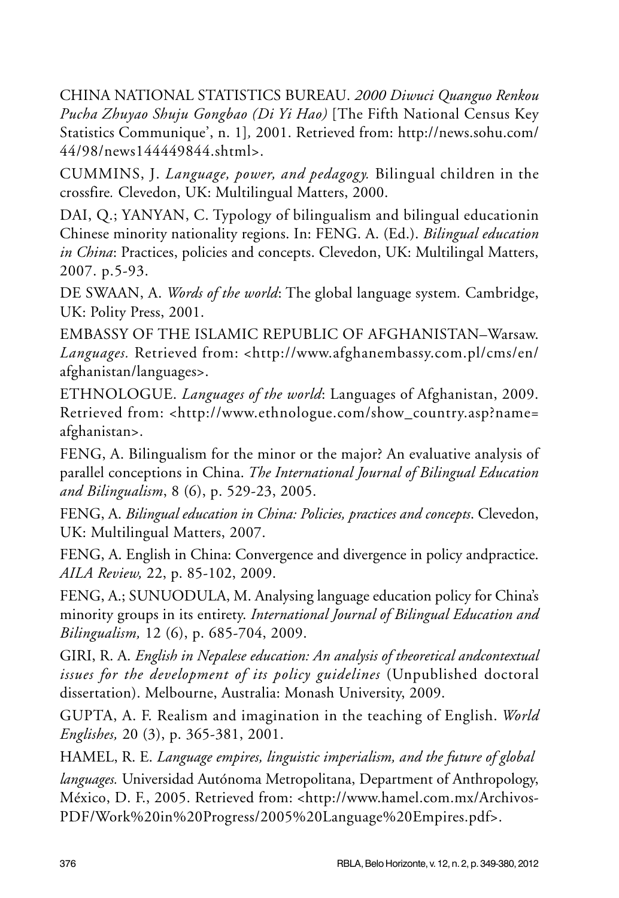CHINA NATIONAL STATISTICS BUREAU. *2000 Diwuci Quanguo Renkou Pucha Zhuyao Shuju Gongbao (Di Yi Hao)* [The Fifth National Census Key Statistics Communique', n. 1], 2001. Retrieved from: http://news.sohu.com/44/98/news144449844.shtml>.

CUMMINS, J. *Language, power, and pedagogy.* Bilingual children in the crossfire*.* Clevedon, UK: Multilingual Matters, 2000.

DAI, Q.; YANYAN, C. Typology of bilingualism and bilingual educationin Chinese minority nationality regions. In: FENG. A. (Ed.). *Bilingual education in China*: Practices, policies and concepts. Clevedon, UK: Multilingal Matters, 2007. p.5-93.

DE SWAAN, A. *Words of the world*: The global language system*.* Cambridge, UK: Polity Press, 2001.

EMBASSY OF THE ISLAMIC REPUBLIC OF AFGHANISTAN–Warsaw. *Languages.* Retrieved from: <http://www.afghanembassy.com.pl/cms/en/afghanistan/languages>.

ETHNOLOGUE. *Languages of the world*: Languages of Afghanistan, 2009. Retrieved from: <http://www.ethnologue.com/show_country.asp?name=afghanistan>.

FENG, A. Bilingualism for the minor or the major? An evaluative analysis of parallel conceptions in China. *The International Journal of Bilingual Education and Bilingualism*, 8 (6), p. 529-23, 2005.

FENG, A. *Bilingual education in China: Policies, practices and concepts*. Clevedon, UK: Multilingual Matters, 2007.

FENG, A. English in China: Convergence and divergence in policy andpractice*. AILA Review,* 22, p. 85-102, 2009.

FENG, A.; SUNUODULA, M. Analysing language education policy for China's minority groups in its entirety. *International Journal of Bilingual Education and Bilingualism,* 12 (6), p. 685-704, 2009.

GIRI, R. A. *English in Nepalese education: An analysis of theoretical andcontextual issues for the development of its policy guidelines* (Unpublished doctoral dissertation). Melbourne, Australia: Monash University, 2009.

GUPTA, A. F. Realism and imagination in the teaching of English. *World Englishes,* 20 (3), p. 365-381, 2001.

HAMEL, R. E. *Language empires, linguistic imperialism, and the future of global languages.* Universidad Autónoma Metropolitana, Department of Anthropology, México, D. F., 2005. Retrieved from: <http://www.hamel.com.mx/Archivos-PDF/Work%20in%20Progress/2005%20Language%20Empires.pdf>.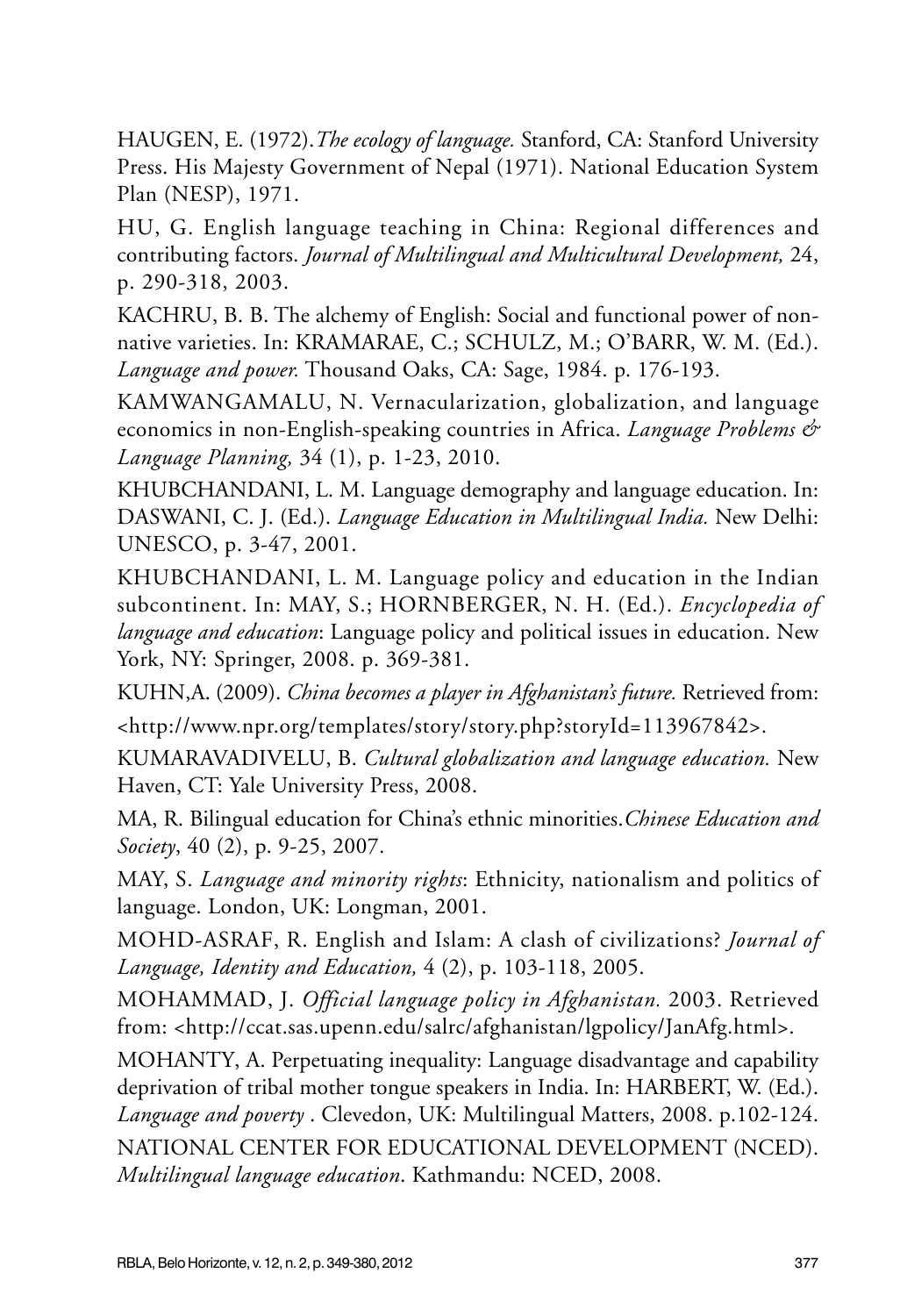HAUGEN, E. (1972).*The ecology of language.* Stanford, CA: Stanford University Press. His Majesty Government of Nepal (1971). National Education System Plan (NESP), 1971.

HU, G. English language teaching in China: Regional differences and contributing factors. *Journal of Multilingual and Multicultural Development,* 24, p. 290-318, 2003.

KACHRU, B. B. The alchemy of English: Social and functional power of non-native varieties. In: KRAMARAE, C.; SCHULZ, M.; O'BARR, W. M. (Ed.). *Language and power.* Thousand Oaks, CA: Sage, 1984. p. 176-193.

KAMWANGAMALU, N. Vernacularization, globalization, and language economics in non-English-speaking countries in Africa. *Language Problems & Language Planning,* 34 (1), p. 1-23, 2010.

KHUBCHANDANI, L. M. Language demography and language education. In: DASWANI, C. J. (Ed.). *Language Education in Multilingual India.* New Delhi: UNESCO, p. 3-47, 2001.

KHUBCHANDANI, L. M. Language policy and education in the Indian subcontinent. In: MAY, S.; HORNBERGER, N. H. (Ed.). *Encyclopedia of language and education*: Language policy and political issues in education. New York, NY: Springer, 2008. p. 369-381.

KUHN,A. (2009). *China becomes a player in Afghanistan's future.* Retrieved from: <http://www.npr.org/templates/story/story.php?storyId=113967842>.

KUMARAVADIVELU, B. *Cultural globalization and language education.* New Haven, CT: Yale University Press, 2008.

MA, R. Bilingual education for China's ethnic minorities.*Chinese Education and Society*, 40 (2), p. 9-25, 2007.

MAY, S. *Language and minority rights*: Ethnicity, nationalism and politics of language. London, UK: Longman, 2001.

MOHD-ASRAF, R. English and Islam: A clash of civilizations? *Journal of Language, Identity and Education,* 4 (2), p. 103-118, 2005.

MOHAMMAD, J. *Official language policy in Afghanistan.* 2003. Retrieved from: <http://ccat.sas.upenn.edu/salrc/afghanistan/lgpolicy/JanAfg.html>.

MOHANTY, A. Perpetuating inequality: Language disadvantage and capability deprivation of tribal mother tongue speakers in India. In: HARBERT, W. (Ed.). *Language and poverty* . Clevedon, UK: Multilingual Matters, 2008. p.102-124.

NATIONAL CENTER FOR EDUCATIONAL DEVELOPMENT (NCED). *Multilingual language education*. Kathmandu: NCED, 2008.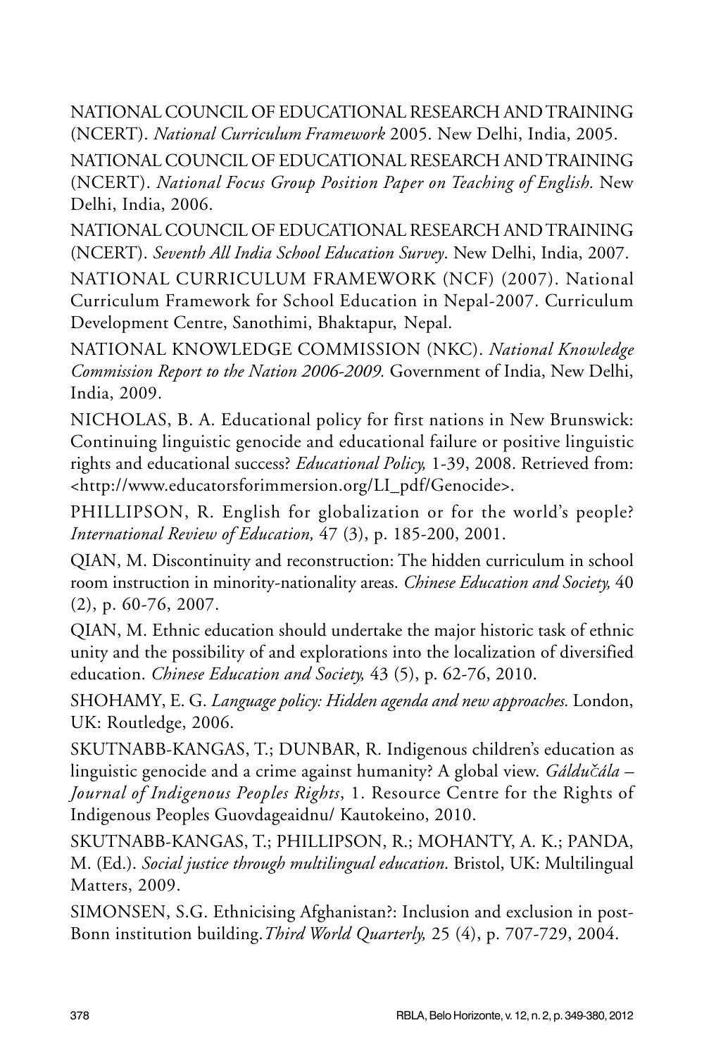NATIONAL COUNCIL OF EDUCATIONAL RESEARCH AND TRAINING (NCERT). *National Curriculum Framework* 2005. New Delhi, India, 2005.

NATIONAL COUNCIL OF EDUCATIONAL RESEARCH AND TRAINING (NCERT). *National Focus Group Position Paper on Teaching of English.* New Delhi, India, 2006.

NATIONAL COUNCIL OF EDUCATIONAL RESEARCH AND TRAINING (NCERT). *Seventh All India School Education Survey*. New Delhi, India, 2007.

NATIONAL CURRICULUM FRAMEWORK (NCF) (2007). National Curriculum Framework for School Education in Nepal-2007. Curriculum Development Centre, Sanothimi, Bhaktapur, Nepal.

NATIONAL KNOWLEDGE COMMISSION (NKC). *National Knowledge Commission Report to the Nation 2006-2009.* Government of India, New Delhi, India, 2009.

NICHOLAS, B. A. Educational policy for first nations in New Brunswick: Continuing linguistic genocide and educational failure or positive linguistic rights and educational success? *Educational Policy,* 1-39, 2008. Retrieved from: <http://www.educatorsforimmersion.org/LI_pdf/Genocide>.

PHILLIPSON, R. English for globalization or for the world's people? *International Review of Education,* 47 (3), p. 185-200, 2001.

QIAN, M. Discontinuity and reconstruction: The hidden curriculum in school room instruction in minority-nationality areas. *Chinese Education and Society,* 40 (2), p. 60-76, 2007.

QIAN, M. Ethnic education should undertake the major historic task of ethnic unity and the possibility of and explorations into the localization of diversified education. *Chinese Education and Society,* 43 (5), p. 62-76, 2010.

SHOHAMY, E. G. *Language policy: Hidden agenda and new approaches.* London, UK: Routledge, 2006.

SKUTNABB-KANGAS, T.; DUNBAR, R. Indigenous children's education as linguistic genocide and a crime against humanity? A global view. *Gáldučála – Journal of Indigenous Peoples Rights*, 1. Resource Centre for the Rights of Indigenous Peoples Guovdageaidnu/ Kautokeino, 2010.

SKUTNABB-KANGAS, T.; PHILLIPSON, R.; MOHANTY, A. K.; PANDA, M. (Ed.). *Social justice through multilingual education*. Bristol, UK: Multilingual Matters, 2009.

SIMONSEN, S.G. Ethnicising Afghanistan?: Inclusion and exclusion in post-Bonn institution building.*Third World Quarterly,* 25 (4), p. 707-729, 2004.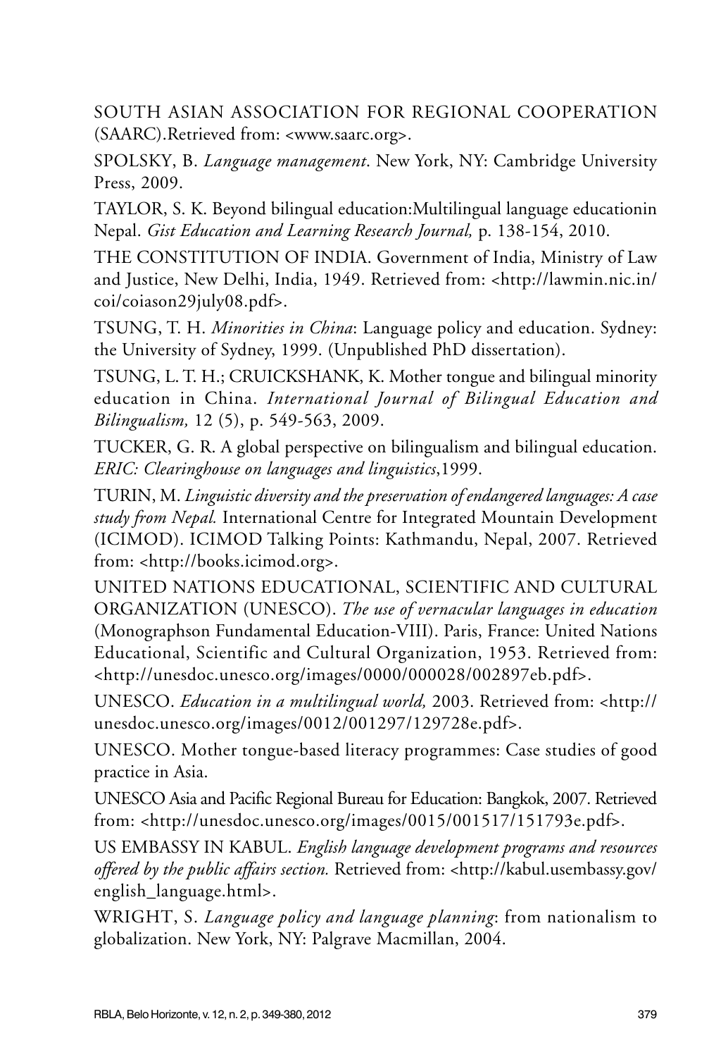SOUTH ASIAN ASSOCIATION FOR REGIONAL COOPERATION (SAARC).Retrieved from: <www.saarc.org>.

SPOLSKY, B. *Language management*. New York, NY: Cambridge University Press, 2009.

TAYLOR, S. K. Beyond bilingual education:Multilingual language educationin Nepal. *Gist Education and Learning Research Journal,* p. 138-154, 2010.

THE CONSTITUTION OF INDIA. Government of India, Ministry of Law and Justice, New Delhi, India, 1949. Retrieved from: <http://lawmin.nic.in/coi/coiason29july08.pdf>.

TSUNG, T. H. *Minorities in China*: Language policy and education. Sydney: the University of Sydney, 1999. (Unpublished PhD dissertation).

TSUNG, L. T. H.; CRUICKSHANK, K. Mother tongue and bilingual minority education in China. *International Journal of Bilingual Education and Bilingualism,* 12 (5), p. 549-563, 2009.

TUCKER, G. R. A global perspective on bilingualism and bilingual education. *ERIC: Clearinghouse on languages and linguistics*,1999.

TURIN, M. *Linguistic diversity and the preservation of endangered languages: A case study from Nepal.* International Centre for Integrated Mountain Development (ICIMOD). ICIMOD Talking Points: Kathmandu, Nepal, 2007. Retrieved from: <http://books.icimod.org>.

UNITED NATIONS EDUCATIONAL, SCIENTIFIC AND CULTURAL ORGANIZATION (UNESCO). *The use of vernacular languages in education* (Monographson Fundamental Education-VIII). Paris, France: United Nations Educational, Scientific and Cultural Organization, 1953. Retrieved from: <http://unesdoc.unesco.org/images/0000/000028/002897eb.pdf>.

UNESCO. *Education in a multilingual world,* 2003. Retrieved from: <http://unesdoc.unesco.org/images/0012/001297/129728e.pdf>.

UNESCO. Mother tongue-based literacy programmes: Case studies of good practice in Asia.

UNESCO Asia and Pacific Regional Bureau for Education: Bangkok, 2007. Retrieved from: <http://unesdoc.unesco.org/images/0015/001517/151793e.pdf>.

US EMBASSY IN KABUL. *English language development programs and resources offered by the public affairs section.* Retrieved from: <http://kabul.usembassy.gov/english_language.html>.

WRIGHT, S. *Language policy and language planning*: from nationalism to globalization. New York, NY: Palgrave Macmillan, 2004.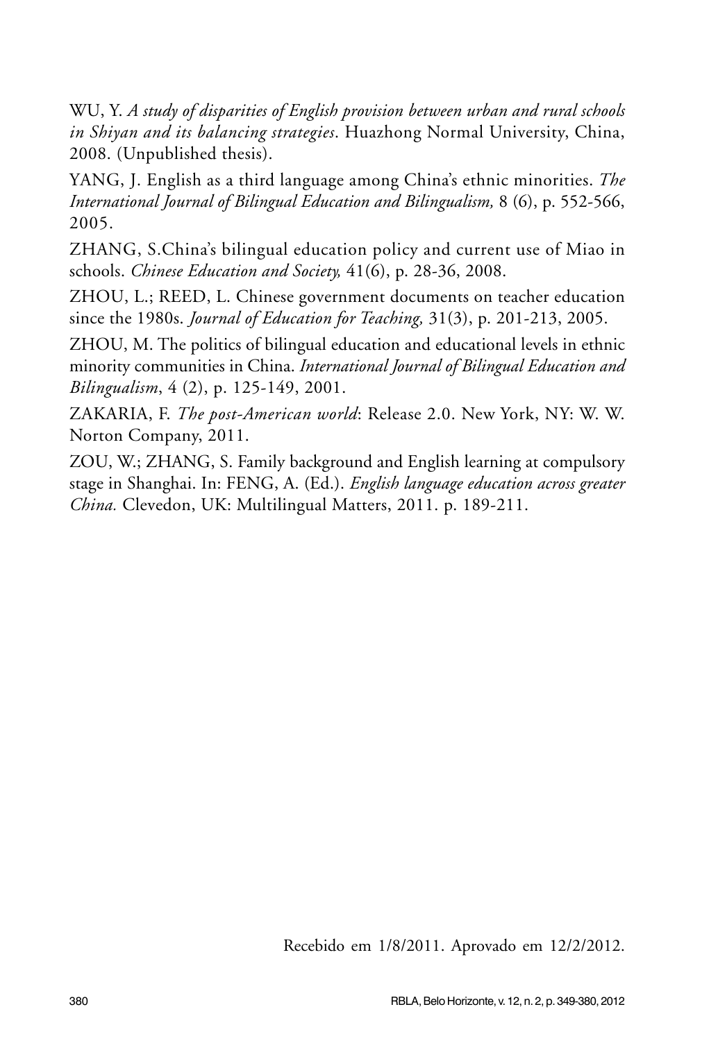WU, Y. *A study of disparities of English provision between urban and rural schools in Shiyan and its balancing strategies*. Huazhong Normal University, China, 2008. (Unpublished thesis).

YANG, J. English as a third language among China's ethnic minorities. *The International Journal of Bilingual Education and Bilingualism,* 8 (6), p. 552-566, 2005.

ZHANG, S.China's bilingual education policy and current use of Miao in schools. *Chinese Education and Society,* 41(6), p. 28-36, 2008.

ZHOU, L.; REED, L. Chinese government documents on teacher education since the 1980s. *Journal of Education for Teaching,* 31(3), p. 201-213, 2005.

ZHOU, M. The politics of bilingual education and educational levels in ethnic minority communities in China. *International Journal of Bilingual Education and Bilingualism*, 4 (2), p. 125-149, 2001.

ZAKARIA, F. *The post-American world*: Release 2.0. New York, NY: W. W. Norton Company, 2011.

ZOU, W.; ZHANG, S. Family background and English learning at compulsory stage in Shanghai. In: FENG, A. (Ed.). *English language education across greater China.* Clevedon, UK: Multilingual Matters, 2011. p. 189-211.

Recebido em 1/8/2011. Aprovado em 12/2/2012.